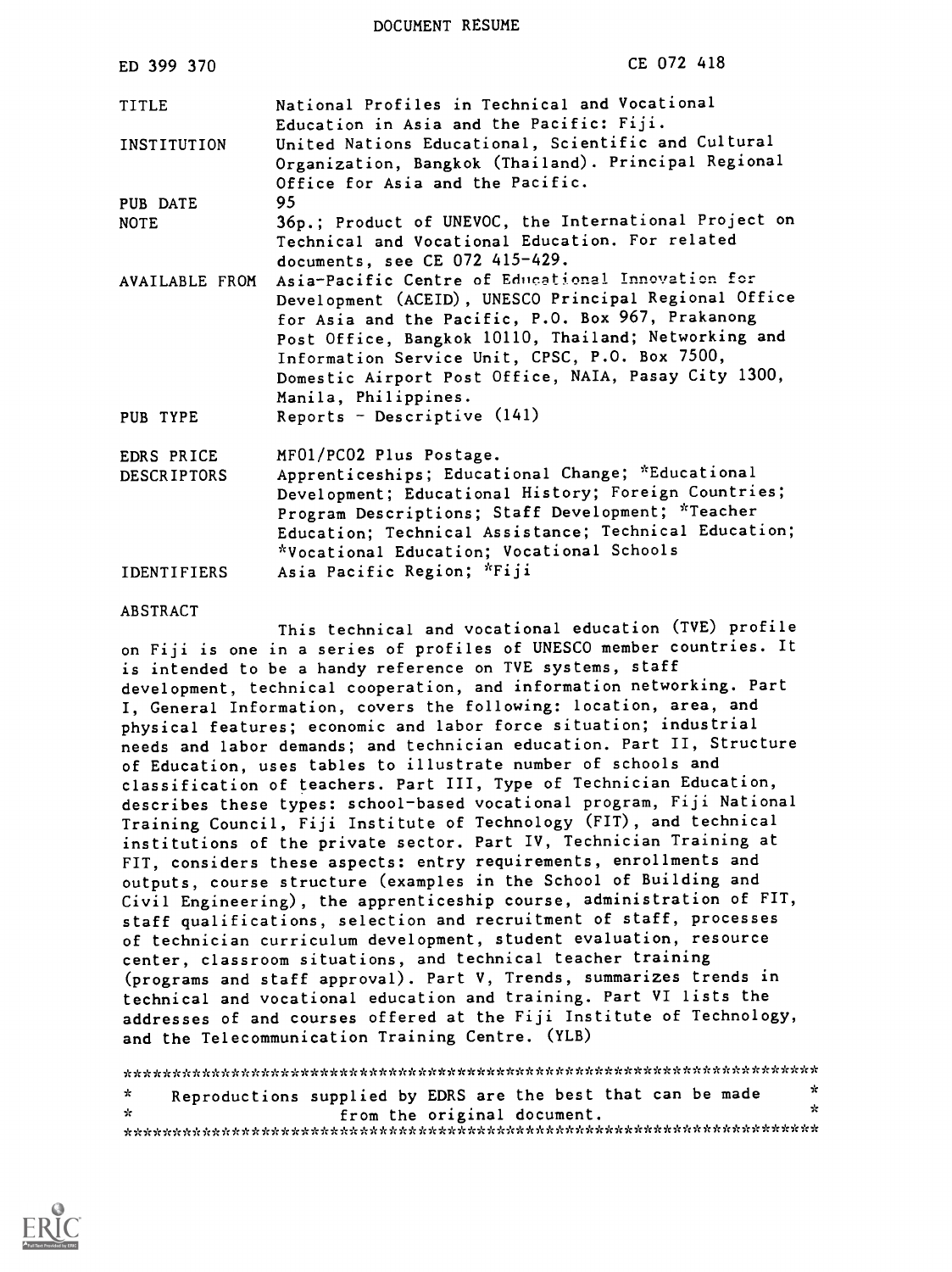DOCUMENT RESUME

| | |
|---|---|
| ED 399 370 | CE 072 418 |
| TITLE | National Profiles in Technical and Vocational Education in Asia and the Pacific: Fiji. |
| INSTITUTION | United Nations Educational, Scientific and Cultural Organization, Bangkok (Thailand). Principal Regional Office for Asia and the Pacific. |
| PUB DATE | 95 |
| NOTE | 36p.; Product of UNEVOC, the International Project on Technical and Vocational Education. For related documents, see CE 072 415-429. |
| AVAILABLE FROM | Asia-Pacific Centre of Educational Innovation for Development (ACEID), UNESCO Principal Regional Office for Asia and the Pacific, P.O. Box 967, Prakanong Post Office, Bangkok 10110, Thailand; Networking and Information Service Unit, CPSC, P.O. Box 7500, Domestic Airport Post Office, NAIA, Pasay City 1300, Manila, Philippines. |
| PUB TYPE | Reports - Descriptive (141) |
| EDRS PRICE | MF01/PC02 Plus Postage. |
| DESCRIPTORS | Apprenticeships; Educational Change; *Educational Development; Educational History; Foreign Countries; Program Descriptions; Staff Development; *Teacher Education; Technical Assistance; Technical Education; *Vocational Education; Vocational Schools |
| IDENTIFIERS | Asia Pacific Region; *Fiji |

ABSTRACT

This technical and vocational education (TVE) profile on Fiji is one in a series of profiles of UNESCO member countries. It is intended to be a handy reference on TVE systems, staff development, technical cooperation, and information networking. Part I, General Information, covers the following: location, area, and physical features; economic and labor force situation; industrial needs and labor demands; and technician education. Part II, Structure of Education, uses tables to illustrate number of schools and classification of teachers. Part III, Type of Technician Education, describes these types: school-based vocational program, Fiji National Training Council, Fiji Institute of Technology (FIT), and technical institutions of the private sector. Part IV, Technician Training at FIT, considers these aspects: entry requirements, enrollments and outputs, course structure (examples in the School of Building and Civil Engineering), the apprenticeship course, administration of FIT, staff qualifications, selection and recruitment of staff, processes of technician curriculum development, student evaluation, resource center, classroom situations, and technical teacher training (programs and staff approval). Part V, Trends, summarizes trends in technical and vocational education and training. Part VI lists the addresses of and courses offered at the Fiji Institute of Technology, and the Telecommunication Training Centre. (YLB)

***********************************************************************
* Reproductions supplied by EDRS are the best that can be made *
* from the original document. *
***********************************************************************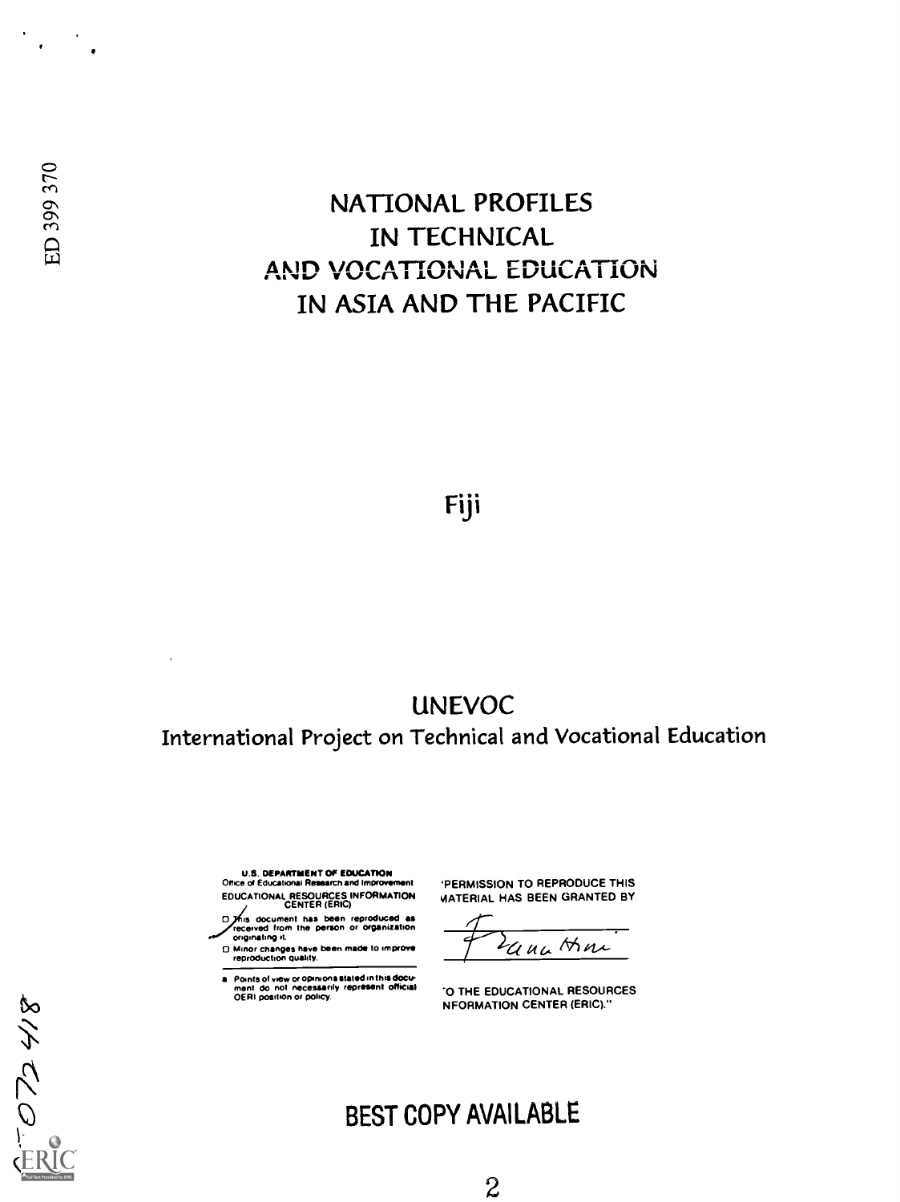ED 399 370

# NATIONAL PROFILES IN TECHNICAL AND VOCATIONAL EDUCATION IN ASIA AND THE PACIFIC

## Fiji

UNEVOC

International Project on Technical and Vocational Education

U.S. DEPARTMENT OF EDUCATION
Office of Educational Research and Improvement
EDUCATIONAL RESOURCES INFORMATION CENTER (ERIC)

- This document has been reproduced as received from the person or organization originating it.
- Minor changes have been made to improve reproduction quality.

- Points of view or opinions stated in this document do not necessarily represent official OERI position or policy.

"PERMISSION TO REPRODUCE THIS MATERIAL HAS BEEN GRANTED BY

Frank Hui

TO THE EDUCATIONAL RESOURCES INFORMATION CENTER (ERIC)."

BEST COPY AVAILABLE

CE 072 418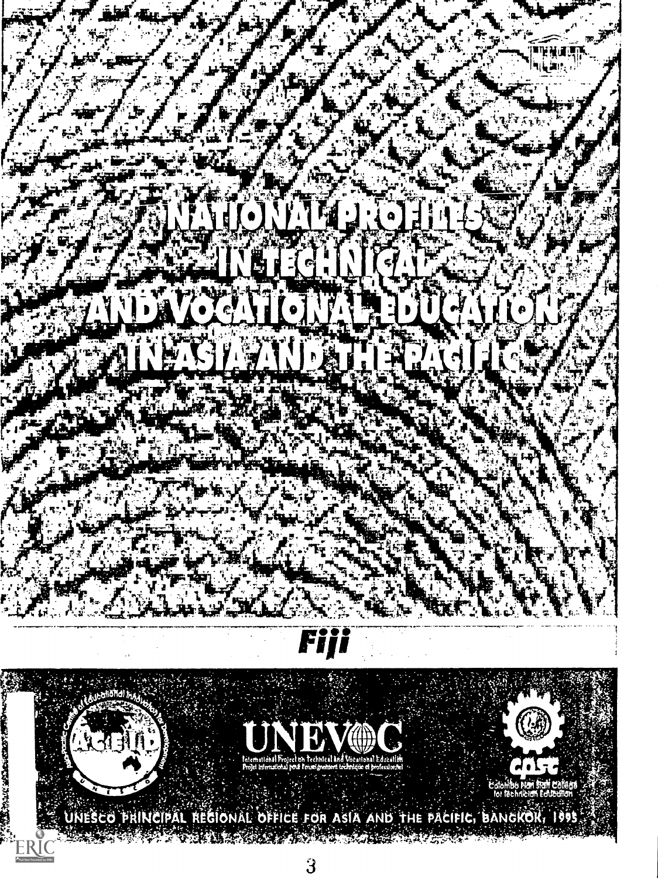# NATIONAL PROFILES IN TECHNICAL AND VOCATIONAL EDUCATION IN ASIA AND THE PACIFIC

## Fiji

ACEID

UNEVOC

International Project on Technical and Vocational Education

Projet International pour l'enseignement technique et professionnel

CPSC

Colombo Plan Staff College for Technician Education

UNESCO PRINCIPAL REGIONAL OFFICE FOR ASIA AND THE PACIFIC, BANGKOK, 1995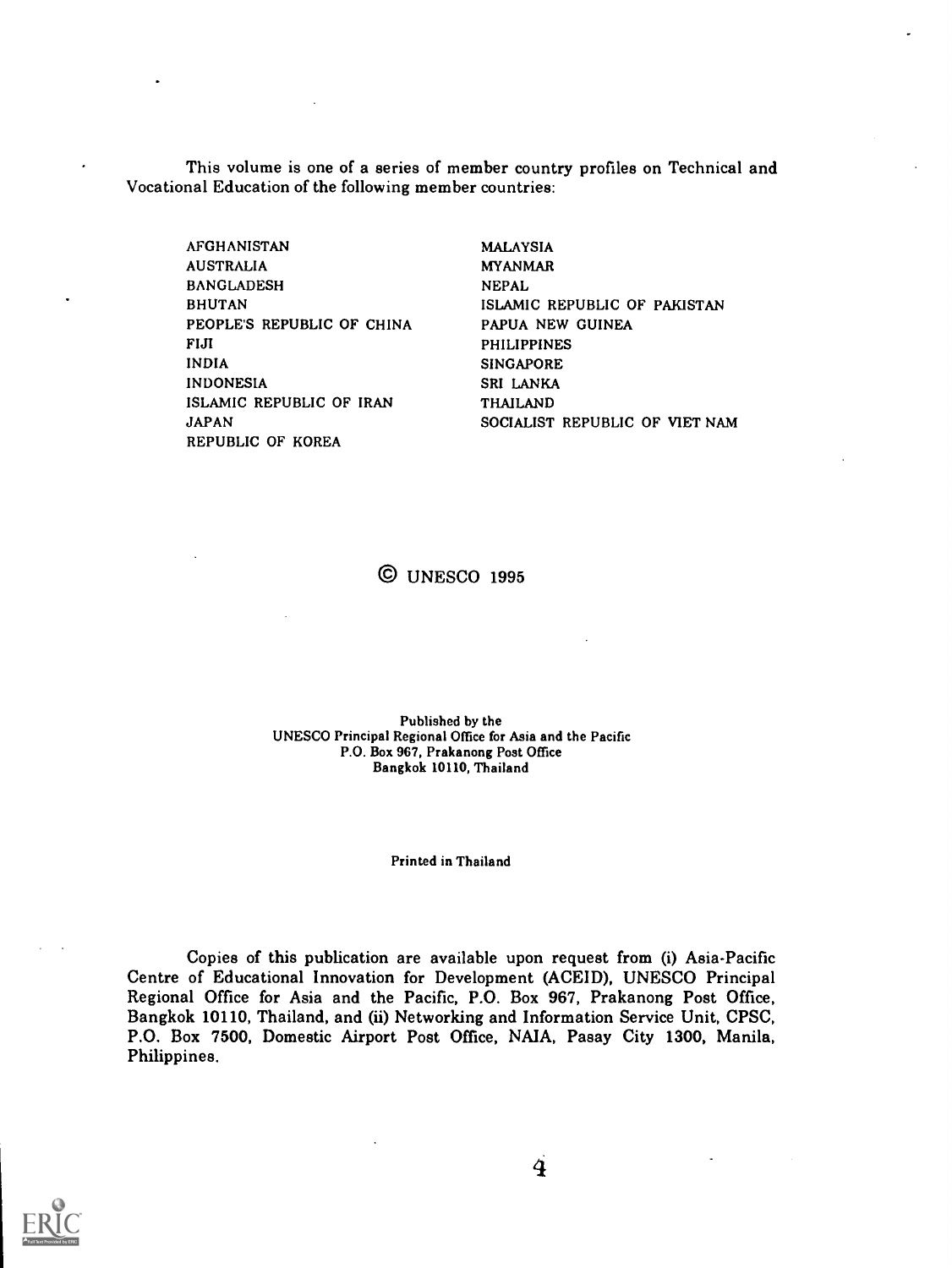This volume is one of a series of member country profiles on Technical and Vocational Education of the following member countries:

| | |
|---|---|
| AFGHANISTAN | MALAYSIA |
| AUSTRALIA | MYANMAR |
| BANGLADESH | NEPAL |
| BHUTAN | ISLAMIC REPUBLIC OF PAKISTAN |
| PEOPLE'S REPUBLIC OF CHINA | PAPUA NEW GUINEA |
| FIJI | PHILIPPINES |
| INDIA | SINGAPORE |
| INDONESIA | SRI LANKA |
| ISLAMIC REPUBLIC OF IRAN | THAILAND |
| JAPAN | SOCIALIST REPUBLIC OF VIET NAM |
| REPUBLIC OF KOREA | |

© UNESCO 1995

Published by the
UNESCO Principal Regional Office for Asia and the Pacific
P.O. Box 967, Prakanong Post Office
Bangkok 10110, Thailand

Printed in Thailand

Copies of this publication are available upon request from (i) Asia-Pacific Centre of Educational Innovation for Development (ACEID), UNESCO Principal Regional Office for Asia and the Pacific, P.O. Box 967, Prakanong Post Office, Bangkok 10110, Thailand, and (ii) Networking and Information Service Unit, CPSC, P.O. Box 7500, Domestic Airport Post Office, NAIA, Pasay City 1300, Manila, Philippines.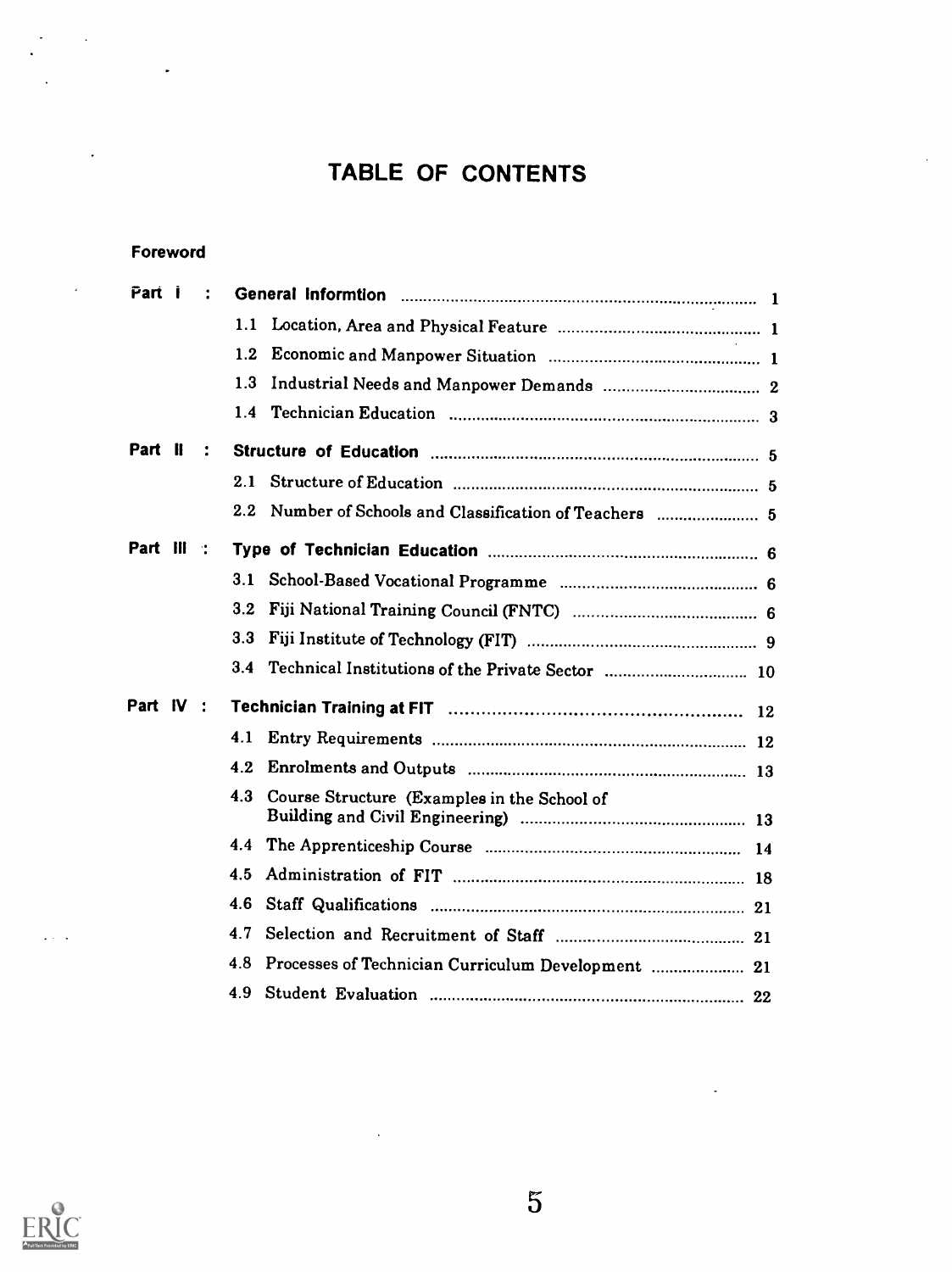# TABLE OF CONTENTS

**Foreword**

| | | |
|---|---|---|
| **Part I :** | **General Informtion** | 1 |
| | 1.1 Location, Area and Physical Feature | 1 |
| | 1.2 Economic and Manpower Situation | 1 |
| | 1.3 Industrial Needs and Manpower Demands | 2 |
| | 1.4 Technician Education | 3 |
| **Part II :** | **Structure of Education** | 5 |
| | 2.1 Structure of Education | 5 |
| | 2.2 Number of Schools and Classification of Teachers | 5 |
| **Part III :** | **Type of Technician Education** | 6 |
| | 3.1 School-Based Vocational Programme | 6 |
| | 3.2 Fiji National Training Council (FNTC) | 6 |
| | 3.3 Fiji Institute of Technology (FIT) | 9 |
| | 3.4 Technical Institutions of the Private Sector | 10 |
| **Part IV :** | **Technician Training at FIT** | 12 |
| | 4.1 Entry Requirements | 12 |
| | 4.2 Enrolments and Outputs | 13 |
| | 4.3 Course Structure (Examples in the School of Building and Civil Engineering) | 13 |
| | 4.4 The Apprenticeship Course | 14 |
| | 4.5 Administration of FIT | 18 |
| | 4.6 Staff Qualifications | 21 |
| | 4.7 Selection and Recruitment of Staff | 21 |
| | 4.8 Processes of Technician Curriculum Development | 21 |
| | 4.9 Student Evaluation | 22 |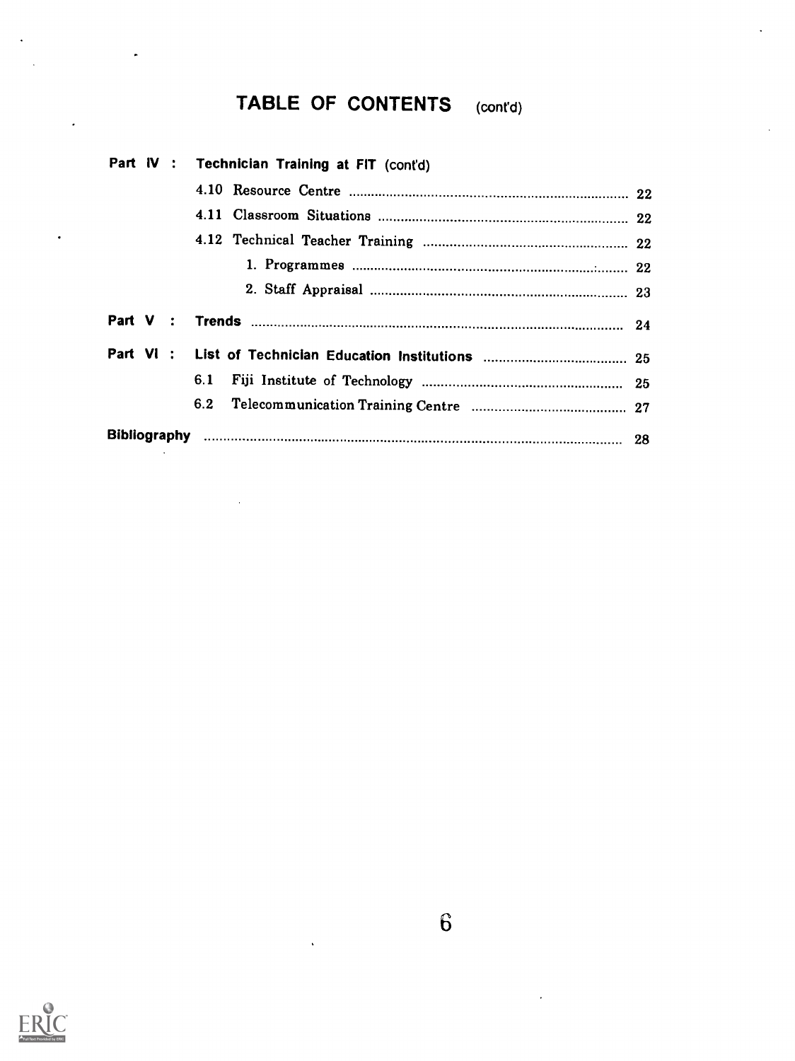# TABLE OF CONTENTS (cont'd)

**Part IV : Technician Training at FIT (cont'd)**

- 4.10 Resource Centre ........ 22
- 4.11 Classroom Situations ........ 22
- 4.12 Technical Teacher Training ........ 22
  1. Programmes ........ 22
  2. Staff Appraisal ........ 23

**Part V : Trends** ........ 24

**Part VI : List of Technician Education Institutions** ........ 25

- 6.1 Fiji Institute of Technology ........ 25
- 6.2 Telecommunication Training Centre ........ 27

**Bibliography** ........ 28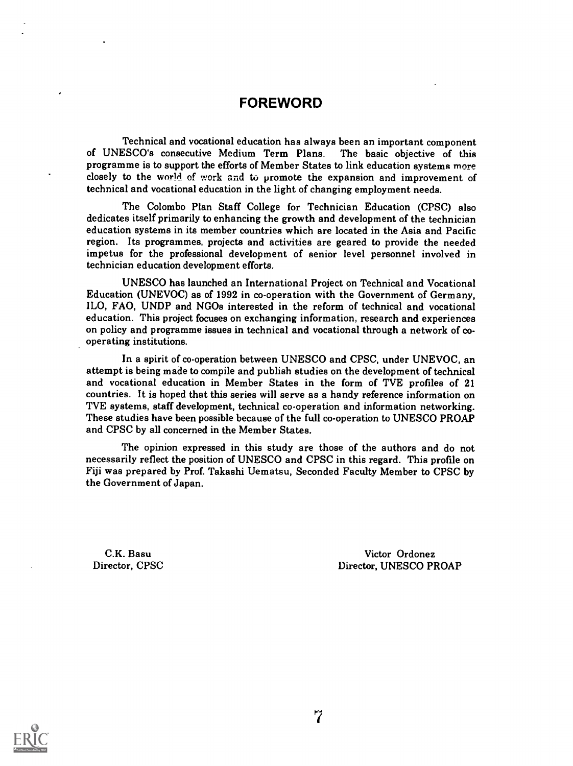# FOREWORD

Technical and vocational education has always been an important component of UNESCO's consecutive Medium Term Plans. The basic objective of this programme is to support the efforts of Member States to link education systems more closely to the world of work and to promote the expansion and improvement of technical and vocational education in the light of changing employment needs.

The Colombo Plan Staff College for Technician Education (CPSC) also dedicates itself primarily to enhancing the growth and development of the technician education systems in its member countries which are located in the Asia and Pacific region. Its programmes, projects and activities are geared to provide the needed impetus for the professional development of senior level personnel involved in technician education development efforts.

UNESCO has launched an International Project on Technical and Vocational Education (UNEVOC) as of 1992 in co-operation with the Government of Germany, ILO, FAO, UNDP and NGOs interested in the reform of technical and vocational education. This project focuses on exchanging information, research and experiences on policy and programme issues in technical and vocational through a network of co-operating institutions.

In a spirit of co-operation between UNESCO and CPSC, under UNEVOC, an attempt is being made to compile and publish studies on the development of technical and vocational education in Member States in the form of TVE profiles of 21 countries. It is hoped that this series will serve as a handy reference information on TVE systems, staff development, technical co-operation and information networking. These studies have been possible because of the full co-operation to UNESCO PROAP and CPSC by all concerned in the Member States.

The opinion expressed in this study are those of the authors and do not necessarily reflect the position of UNESCO and CPSC in this regard. This profile on Fiji was prepared by Prof. Takashi Uematsu, Seconded Faculty Member to CPSC by the Government of Japan.

C.K. Basu
Director, CPSC

Victor Ordonez
Director, UNESCO PROAP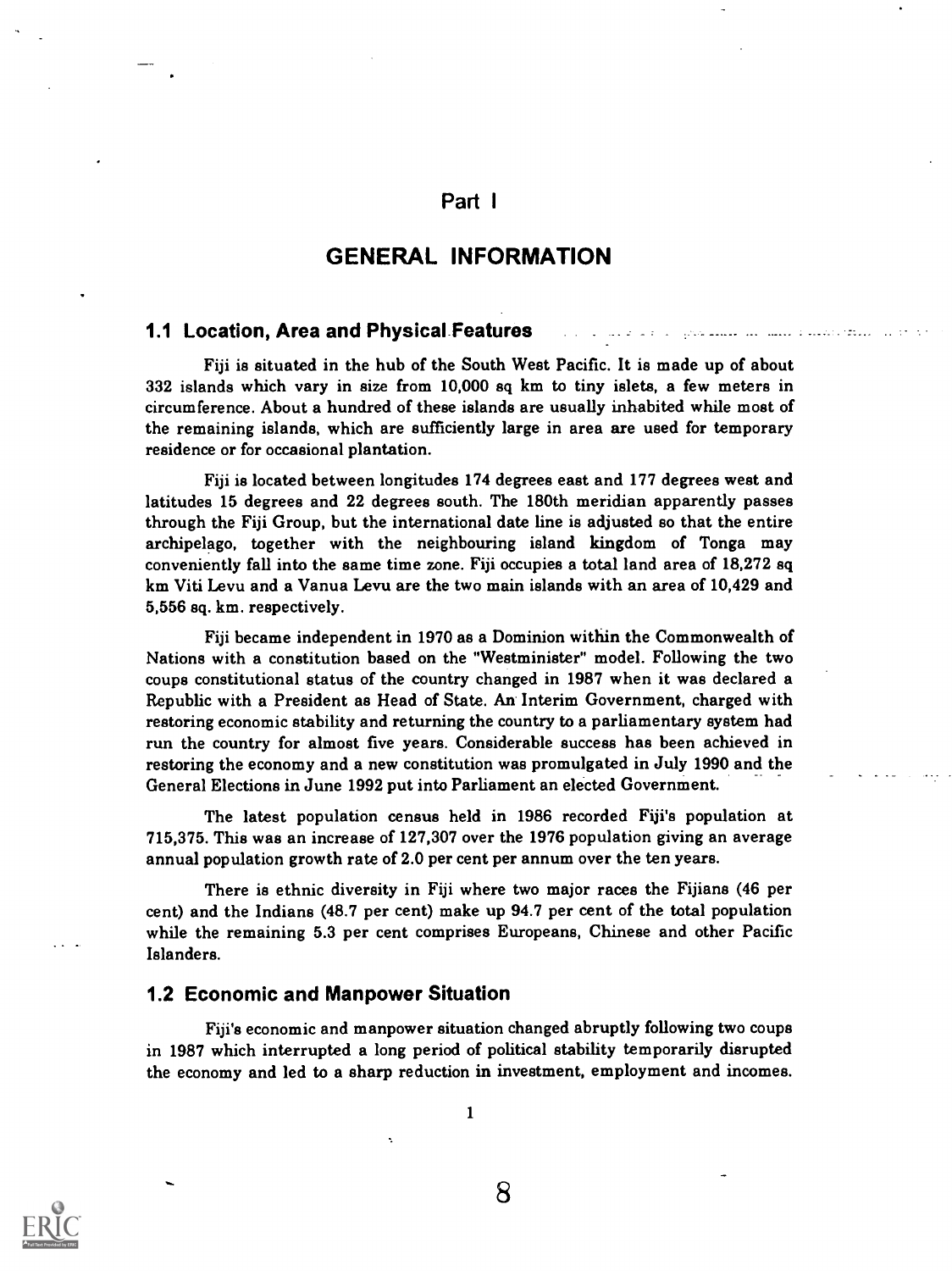# Part I

# GENERAL INFORMATION

## 1.1 Location, Area and Physical Features

Fiji is situated in the hub of the South West Pacific. It is made up of about 332 islands which vary in size from 10,000 sq km to tiny islets, a few meters in circumference. About a hundred of these islands are usually inhabited while most of the remaining islands, which are sufficiently large in area are used for temporary residence or for occasional plantation.

Fiji is located between longitudes 174 degrees east and 177 degrees west and latitudes 15 degrees and 22 degrees south. The 180th meridian apparently passes through the Fiji Group, but the international date line is adjusted so that the entire archipelago, together with the neighbouring island kingdom of Tonga may conveniently fall into the same time zone. Fiji occupies a total land area of 18,272 sq km Viti Levu and a Vanua Levu are the two main islands with an area of 10,429 and 5,556 sq. km. respectively.

Fiji became independent in 1970 as a Dominion within the Commonwealth of Nations with a constitution based on the "Westminister" model. Following the two coups constitutional status of the country changed in 1987 when it was declared a Republic with a President as Head of State. An Interim Government, charged with restoring economic stability and returning the country to a parliamentary system had run the country for almost five years. Considerable success has been achieved in restoring the economy and a new constitution was promulgated in July 1990 and the General Elections in June 1992 put into Parliament an elected Government.

The latest population census held in 1986 recorded Fiji's population at 715,375. This was an increase of 127,307 over the 1976 population giving an average annual population growth rate of 2.0 per cent per annum over the ten years.

There is ethnic diversity in Fiji where two major races the Fijians (46 per cent) and the Indians (48.7 per cent) make up 94.7 per cent of the total population while the remaining 5.3 per cent comprises Europeans, Chinese and other Pacific Islanders.

## 1.2 Economic and Manpower Situation

Fiji's economic and manpower situation changed abruptly following two coups in 1987 which interrupted a long period of political stability temporarily disrupted the economy and led to a sharp reduction in investment, employment and incomes.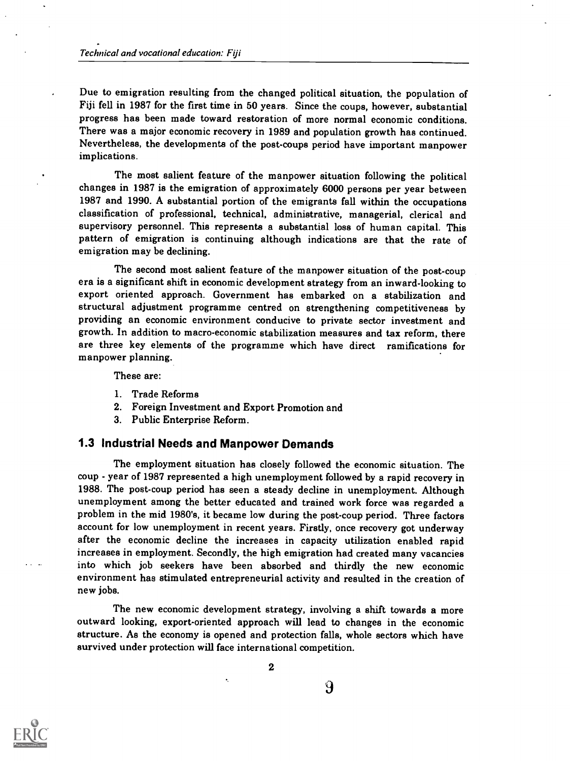Due to emigration resulting from the changed political situation, the population of Fiji fell in 1987 for the first time in 50 years. Since the coups, however, substantial progress has been made toward restoration of more normal economic conditions. There was a major economic recovery in 1989 and population growth has continued. Nevertheless, the developments of the post-coups period have important manpower implications.

The most salient feature of the manpower situation following the political changes in 1987 is the emigration of approximately 6000 persons per year between 1987 and 1990. A substantial portion of the emigrants fall within the occupations classification of professional, technical, administrative, managerial, clerical and supervisory personnel. This represents a substantial loss of human capital. This pattern of emigration is continuing although indications are that the rate of emigration may be declining.

The second most salient feature of the manpower situation of the post-coup era is a significant shift in economic development strategy from an inward-looking to export oriented approach. Government has embarked on a stabilization and structural adjustment programme centred on strengthening competitiveness by providing an economic environment conducive to private sector investment and growth. In addition to macro-economic stabilization measures and tax reform, there are three key elements of the programme which have direct ramifications for manpower planning.

These are:

1. Trade Reforms
2. Foreign Investment and Export Promotion and
3. Public Enterprise Reform.

## 1.3 Industrial Needs and Manpower Demands

The employment situation has closely followed the economic situation. The coup - year of 1987 represented a high unemployment followed by a rapid recovery in 1988. The post-coup period has seen a steady decline in unemployment. Although unemployment among the better educated and trained work force was regarded a problem in the mid 1980's, it became low during the post-coup period. Three factors account for low unemployment in recent years. Firstly, once recovery got underway after the economic decline the increases in capacity utilization enabled rapid increases in employment. Secondly, the high emigration had created many vacancies into which job seekers have been absorbed and thirdly the new economic environment has stimulated entrepreneurial activity and resulted in the creation of new jobs.

The new economic development strategy, involving a shift towards a more outward looking, export-oriented approach will lead to changes in the economic structure. As the economy is opened and protection falls, whole sectors which have survived under protection will face international competition.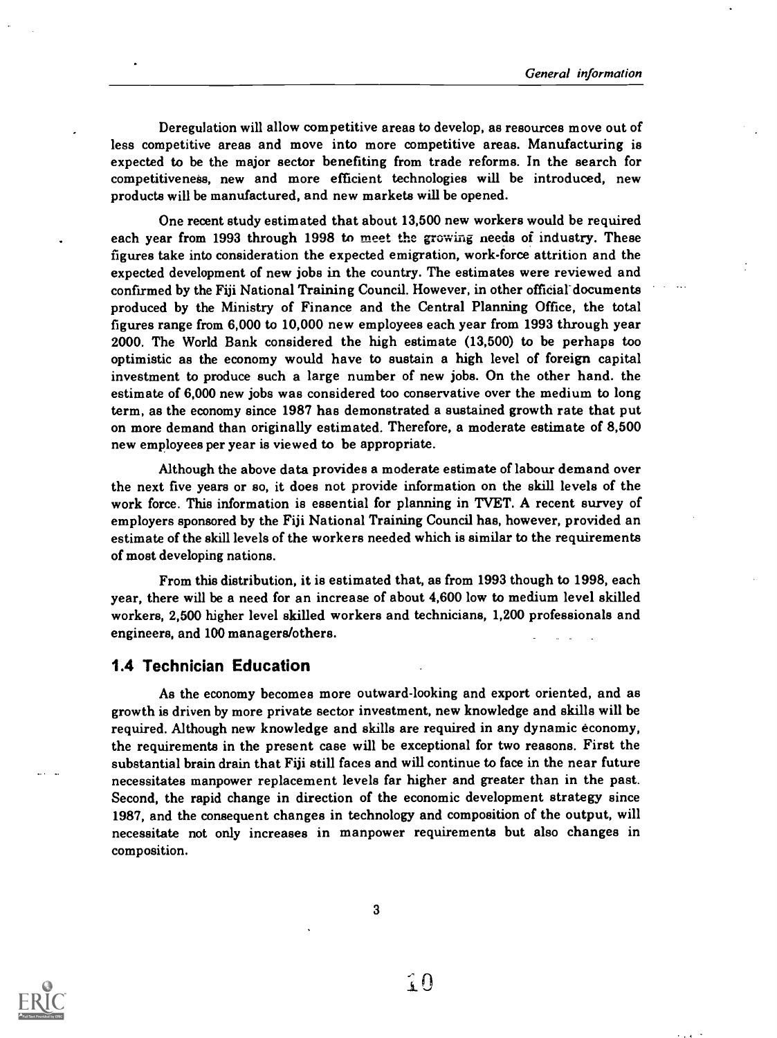Deregulation will allow competitive areas to develop, as resources move out of less competitive areas and move into more competitive areas. Manufacturing is expected to be the major sector benefiting from trade reforms. In the search for competitiveness, new and more efficient technologies will be introduced, new products will be manufactured, and new markets will be opened.

One recent study estimated that about 13,500 new workers would be required each year from 1993 through 1998 to meet the growing needs of industry. These figures take into consideration the expected emigration, work-force attrition and the expected development of new jobs in the country. The estimates were reviewed and confirmed by the Fiji National Training Council. However, in other official documents produced by the Ministry of Finance and the Central Planning Office, the total figures range from 6,000 to 10,000 new employees each year from 1993 through year 2000. The World Bank considered the high estimate (13,500) to be perhaps too optimistic as the economy would have to sustain a high level of foreign capital investment to produce such a large number of new jobs. On the other hand. the estimate of 6,000 new jobs was considered too conservative over the medium to long term, as the economy since 1987 has demonstrated a sustained growth rate that put on more demand than originally estimated. Therefore, a moderate estimate of 8,500 new employees per year is viewed to be appropriate.

Although the above data provides a moderate estimate of labour demand over the next five years or so, it does not provide information on the skill levels of the work force. This information is essential for planning in TVET. A recent survey of employers sponsored by the Fiji National Training Council has, however, provided an estimate of the skill levels of the workers needed which is similar to the requirements of most developing nations.

From this distribution, it is estimated that, as from 1993 though to 1998, each year, there will be a need for an increase of about 4,600 low to medium level skilled workers, 2,500 higher level skilled workers and technicians, 1,200 professionals and engineers, and 100 managers/others.

## 1.4 Technician Education

As the economy becomes more outward-looking and export oriented, and as growth is driven by more private sector investment, new knowledge and skills will be required. Although new knowledge and skills are required in any dynamic économy, the requirements in the present case will be exceptional for two reasons. First the substantial brain drain that Fiji still faces and will continue to face in the near future necessitates manpower replacement levels far higher and greater than in the past. Second, the rapid change in direction of the economic development strategy since 1987, and the consequent changes in technology and composition of the output, will necessitate not only increases in manpower requirements but also changes in composition.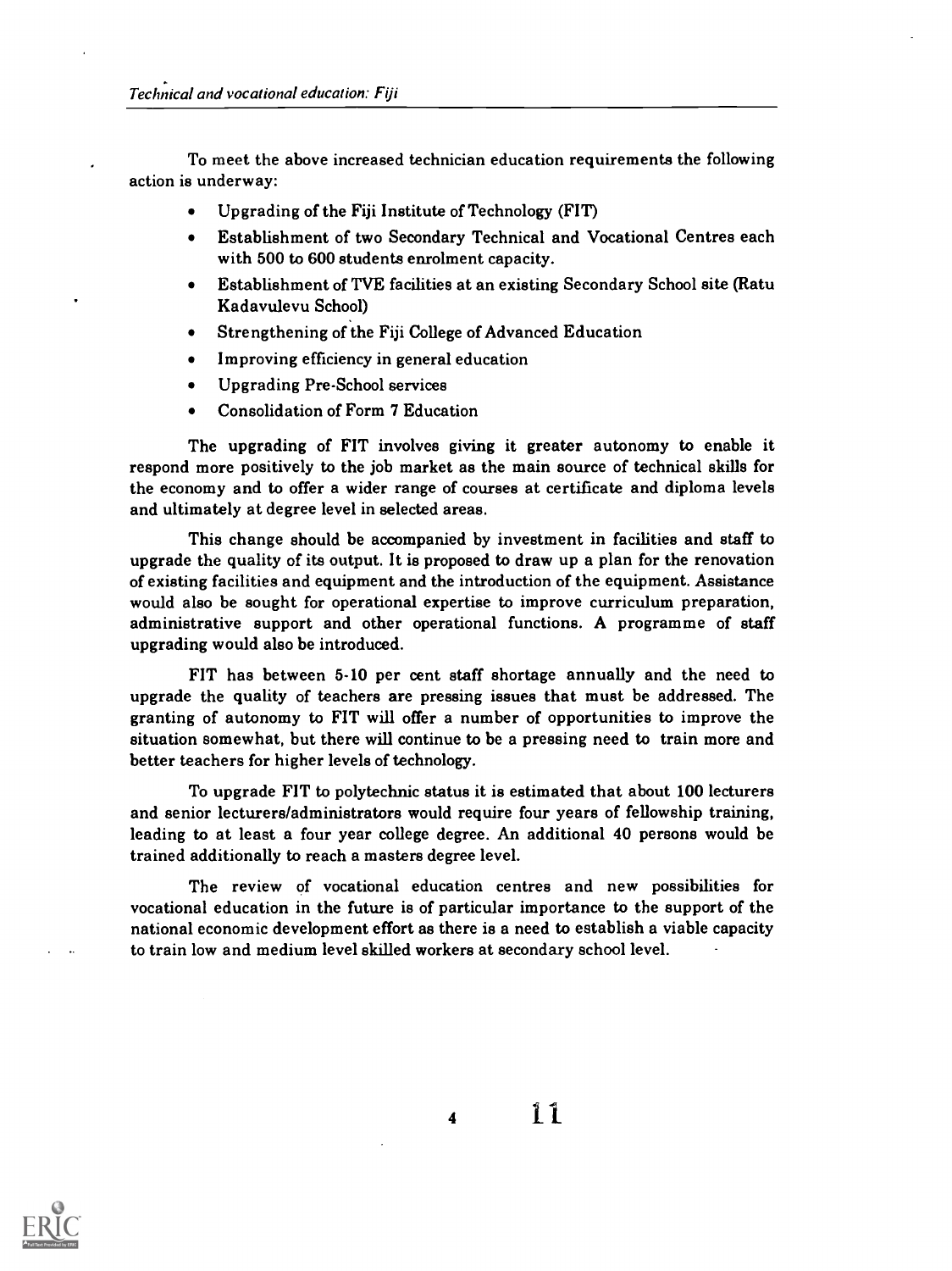To meet the above increased technician education requirements the following action is underway:

- Upgrading of the Fiji Institute of Technology (FIT)
- Establishment of two Secondary Technical and Vocational Centres each with 500 to 600 students enrolment capacity.
- Establishment of TVE facilities at an existing Secondary School site (Ratu Kadavulevu School)
- Strengthening of the Fiji College of Advanced Education
- Improving efficiency in general education
- Upgrading Pre-School services
- Consolidation of Form 7 Education

The upgrading of FIT involves giving it greater autonomy to enable it respond more positively to the job market as the main source of technical skills for the economy and to offer a wider range of courses at certificate and diploma levels and ultimately at degree level in selected areas.

This change should be accompanied by investment in facilities and staff to upgrade the quality of its output. It is proposed to draw up a plan for the renovation of existing facilities and equipment and the introduction of the equipment. Assistance would also be sought for operational expertise to improve curriculum preparation, administrative support and other operational functions. A programme of staff upgrading would also be introduced.

FIT has between 5-10 per cent staff shortage annually and the need to upgrade the quality of teachers are pressing issues that must be addressed. The granting of autonomy to FIT will offer a number of opportunities to improve the situation somewhat, but there will continue to be a pressing need to train more and better teachers for higher levels of technology.

To upgrade FIT to polytechnic status it is estimated that about 100 lecturers and senior lecturers/administrators would require four years of fellowship training, leading to at least a four year college degree. An additional 40 persons would be trained additionally to reach a masters degree level.

The review of vocational education centres and new possibilities for vocational education in the future is of particular importance to the support of the national economic development effort as there is a need to establish a viable capacity to train low and medium level skilled workers at secondary school level.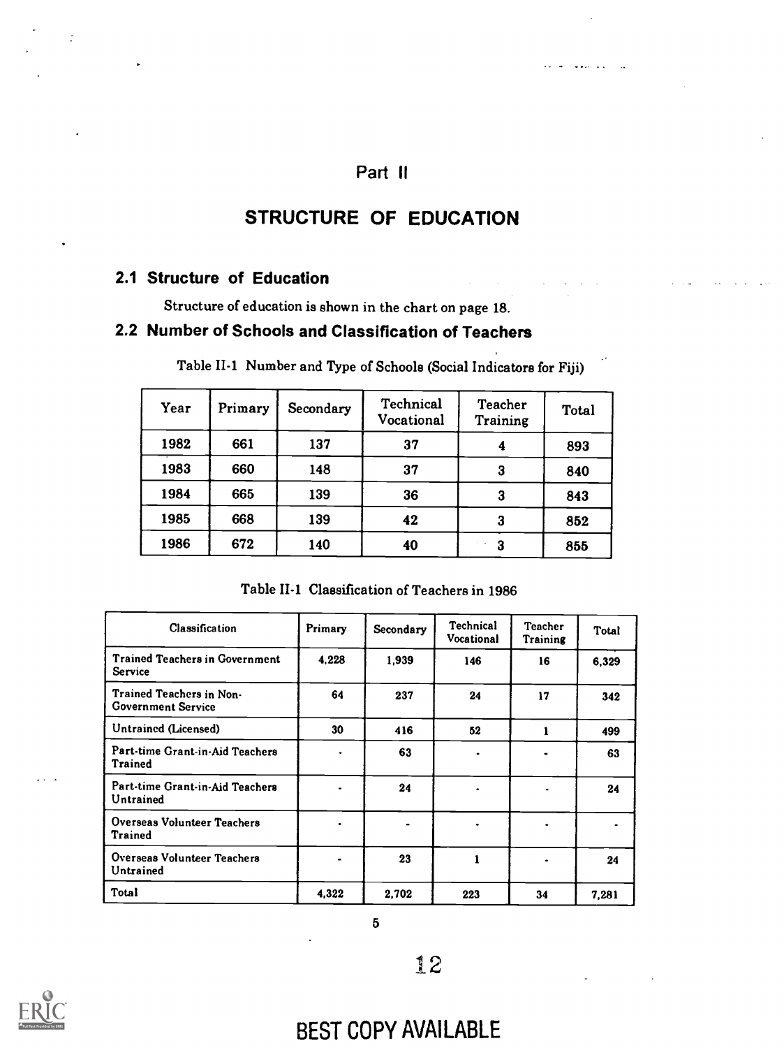# Part II

# STRUCTURE OF EDUCATION

## 2.1 Structure of Education

Structure of education is shown in the chart on page 18.

## 2.2 Number of Schools and Classification of Teachers

Table II-1 Number and Type of Schools (Social Indicators for Fiji)

| Year | Primary | Secondary | Technical Vocational | Teacher Training | Total |
|---|---|---|---|---|---|
| 1982 | 661 | 137 | 37 | 4 | 893 |
| 1983 | 660 | 148 | 37 | 3 | 840 |
| 1984 | 665 | 139 | 36 | 3 | 843 |
| 1985 | 668 | 139 | 42 | 3 | 852 |
| 1986 | 672 | 140 | 40 | 3 | 855 |

Table II-1 Classification of Teachers in 1986

| Classification | Primary | Secondary | Technical Vocational | Teacher Training | Total |
|---|---|---|---|---|---|
| Trained Teachers in Government Service | 4,228 | 1,939 | 146 | 16 | 6,329 |
| Trained Teachers in Non-Government Service | 64 | 237 | 24 | 17 | 342 |
| Untrained (Licensed) | 30 | 416 | 52 | 1 | 499 |
| Part-time Grant-in-Aid Teachers Trained | - | 63 | - | - | 63 |
| Part-time Grant-in-Aid Teachers Untrained | - | 24 | - | - | 24 |
| Overseas Volunteer Teachers Trained | - | - | - | - | - |
| Overseas Volunteer Teachers Untrained | - | 23 | 1 | - | 24 |
| Total | 4,322 | 2,702 | 223 | 34 | 7,281 |

BEST COPY AVAILABLE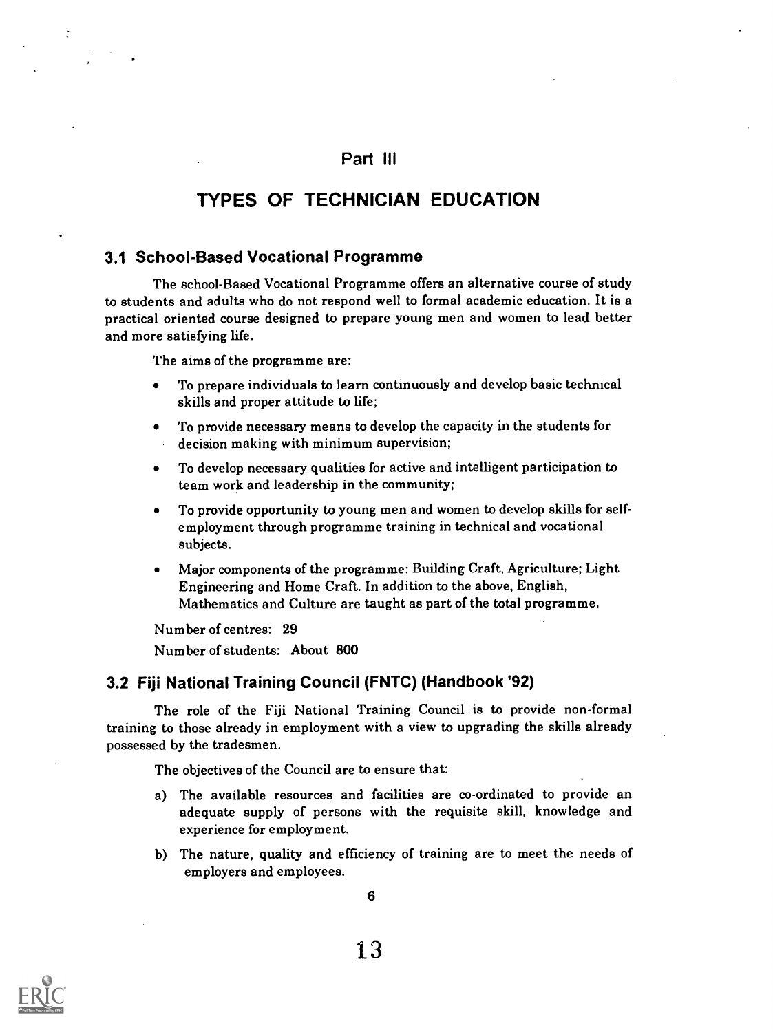# Part III

# TYPES OF TECHNICIAN EDUCATION

## 3.1 School-Based Vocational Programme

The school-Based Vocational Programme offers an alternative course of study to students and adults who do not respond well to formal academic education. It is a practical oriented course designed to prepare young men and women to lead better and more satisfying life.

The aims of the programme are:

- To prepare individuals to learn continuously and develop basic technical skills and proper attitude to life;
- To provide necessary means to develop the capacity in the students for decision making with minimum supervision;
- To develop necessary qualities for active and intelligent participation to team work and leadership in the community;
- To provide opportunity to young men and women to develop skills for self-employment through programme training in technical and vocational subjects.
- Major components of the programme: Building Craft, Agriculture; Light Engineering and Home Craft. In addition to the above, English, Mathematics and Culture are taught as part of the total programme.

Number of centres: 29

Number of students: About 800

## 3.2 Fiji National Training Council (FNTC) (Handbook '92)

The role of the Fiji National Training Council is to provide non-formal training to those already in employment with a view to upgrading the skills already possessed by the tradesmen.

The objectives of the Council are to ensure that:

a) The available resources and facilities are co-ordinated to provide an adequate supply of persons with the requisite skill, knowledge and experience for employment.

b) The nature, quality and efficiency of training are to meet the needs of employers and employees.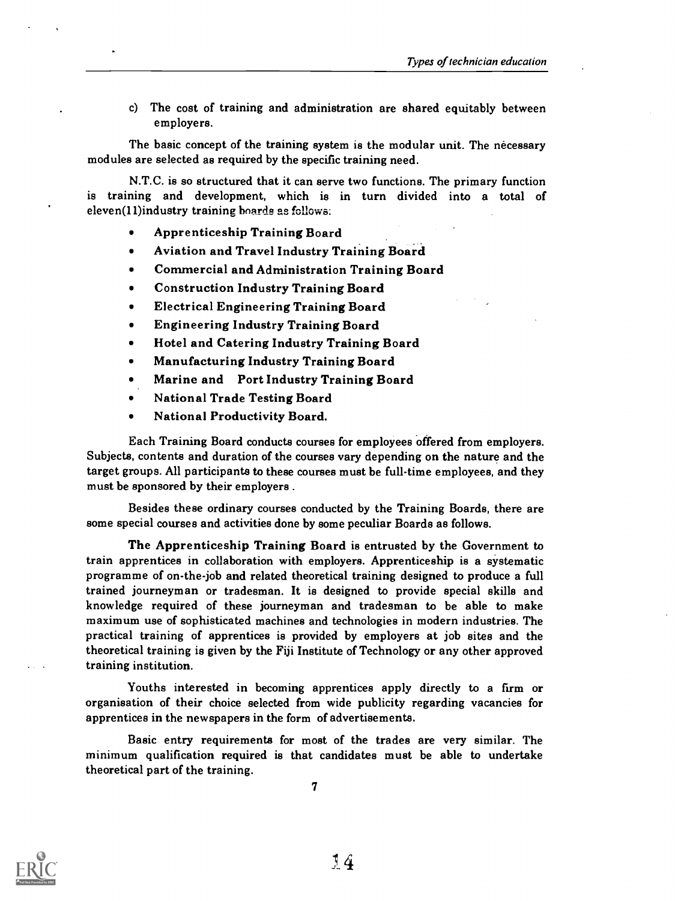c) The cost of training and administration are shared equitably between employers.

The basic concept of the training system is the modular unit. The necessary modules are selected as required by the specific training need.

N.T.C. is so structured that it can serve two functions. The primary function is training and development, which is in turn divided into a total of eleven(11)industry training boards as follows:

- **Apprenticeship Training Board**
- **Aviation and Travel Industry Training Board**
- **Commercial and Administration Training Board**
- **Construction Industry Training Board**
- **Electrical Engineering Training Board**
- **Engineering Industry Training Board**
- **Hotel and Catering Industry Training Board**
- **Manufacturing Industry Training Board**
- **Marine and Port Industry Training Board**
- **National Trade Testing Board**
- **National Productivity Board.**

Each Training Board conducts courses for employees offered from employers. Subjects, contents and duration of the courses vary depending on the nature and the target groups. All participants to these courses must be full-time employees, and they must be sponsored by their employers .

Besides these ordinary courses conducted by the Training Boards, there are some special courses and activities done by some peculiar Boards as follows.

**The Apprenticeship Training Board** is entrusted by the Government to train apprentices in collaboration with employers. Apprenticeship is a systematic programme of on-the-job and related theoretical training designed to produce a full trained journeyman or tradesman. It is designed to provide special skills and knowledge required of these journeyman and tradesman to be able to make maximum use of sophisticated machines and technologies in modern industries. The practical training of apprentices is provided by employers at job sites and the theoretical training is given by the Fiji Institute of Technology or any other approved training institution.

Youths interested in becoming apprentices apply directly to a firm or organisation of their choice selected from wide publicity regarding vacancies for apprentices in the newspapers in the form of advertisements.

Basic entry requirements for most of the trades are very similar. The minimum qualification required is that candidates must be able to undertake theoretical part of the training.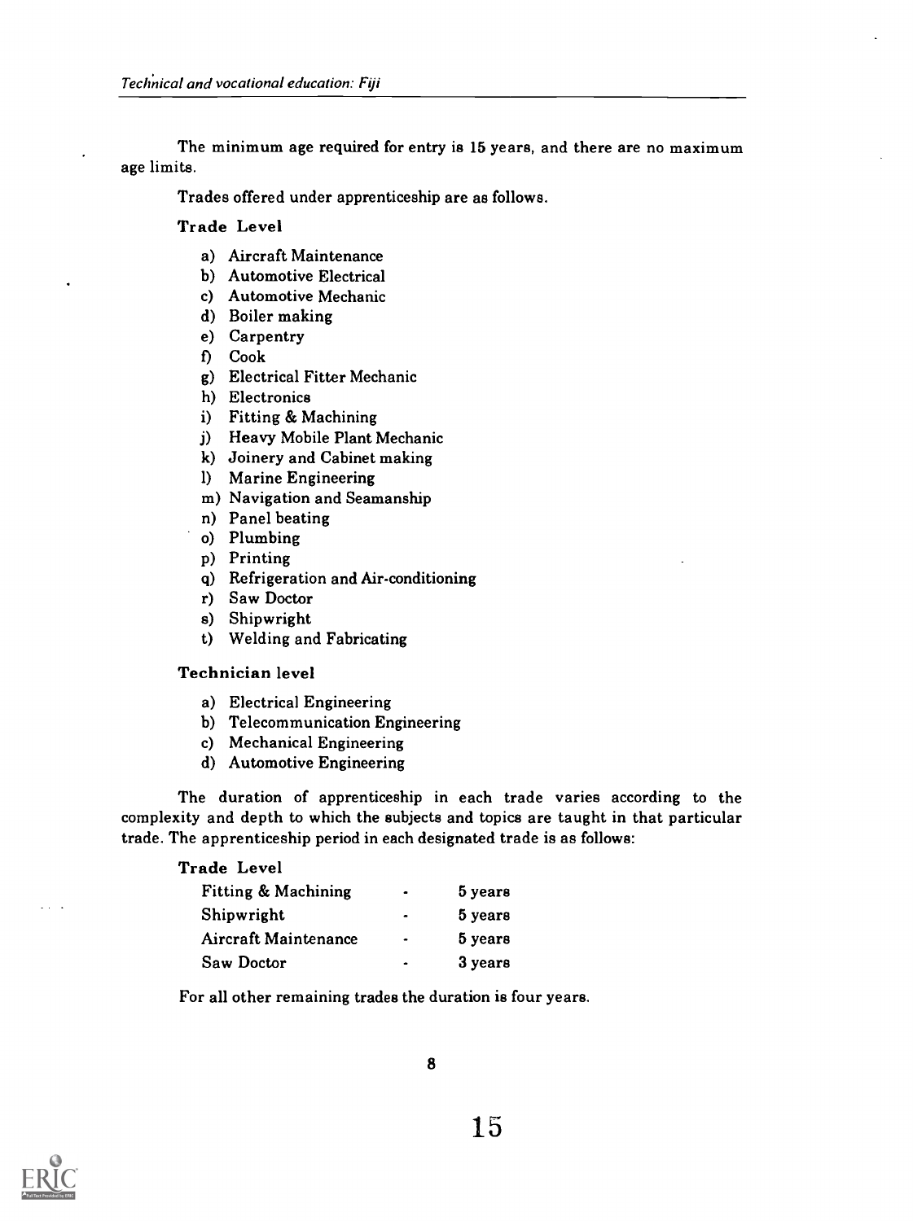The minimum age required for entry is 15 years, and there are no maximum age limits.

Trades offered under apprenticeship are as follows.

**Trade Level**

a) Aircraft Maintenance
b) Automotive Electrical
c) Automotive Mechanic
d) Boiler making
e) Carpentry
f) Cook
g) Electrical Fitter Mechanic
h) Electronics
i) Fitting & Machining
j) Heavy Mobile Plant Mechanic
k) Joinery and Cabinet making
l) Marine Engineering
m) Navigation and Seamanship
n) Panel beating
o) Plumbing
p) Printing
q) Refrigeration and Air-conditioning
r) Saw Doctor
s) Shipwright
t) Welding and Fabricating

**Technician level**

a) Electrical Engineering
b) Telecommunication Engineering
c) Mechanical Engineering
d) Automotive Engineering

The duration of apprenticeship in each trade varies according to the complexity and depth to which the subjects and topics are taught in that particular trade. The apprenticeship period in each designated trade is as follows:

**Trade Level**

| | | |
|---|---|---|
| Fitting & Machining | - | 5 years |
| Shipwright | - | 5 years |
| Aircraft Maintenance | - | 5 years |
| Saw Doctor | - | 3 years |

For all other remaining trades the duration is four years.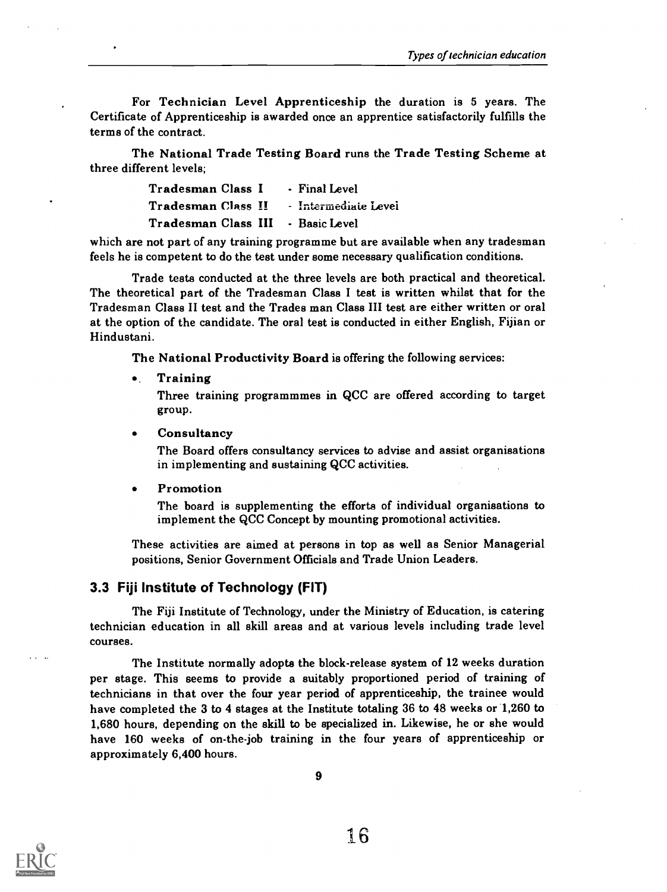For **Technician Level Apprenticeship** the duration is 5 years. The Certificate of Apprenticeship is awarded once an apprentice satisfactorily fulfills the terms of the contract.

The **National Trade Testing Board** runs the **Trade Testing Scheme** at three different levels;

| | |
|---|---|
| **Tradesman Class I** | - Final Level |
| **Tradesman Class II** | - Intermediate Level |
| **Tradesman Class III** | - Basic Level |

which are not part of any training programme but are available when any tradesman feels he is competent to do the test under some necessary qualification conditions.

Trade tests conducted at the three levels are both practical and theoretical. The theoretical part of the Tradesman Class I test is written whilst that for the Tradesman Class II test and the Trades man Class III test are either written or oral at the option of the candidate. The oral test is conducted in either English, Fijian or Hindustani.

**The National Productivity Board** is offering the following services:

- **Training**

  Three training programmmes in QCC are offered according to target group.

- **Consultancy**

  The Board offers consultancy services to advise and assist organisations in implementing and sustaining QCC activities.

- **Promotion**

  The board is supplementing the efforts of individual organisations to implement the QCC Concept by mounting promotional activities.

These activities are aimed at persons in top as well as Senior Managerial positions, Senior Government Officials and Trade Union Leaders.

## 3.3 Fiji Institute of Technology (FIT)

The Fiji Institute of Technology, under the Ministry of Education, is catering technician education in all skill areas and at various levels including trade level courses.

The Institute normally adopts the block-release system of 12 weeks duration per stage. This seems to provide a suitably proportioned period of training of technicians in that over the four year period of apprenticeship, the trainee would have completed the 3 to 4 stages at the Institute totaling 36 to 48 weeks or 1,260 to 1,680 hours, depending on the skill to be specialized in. Likewise, he or she would have 160 weeks of on-the-job training in the four years of apprenticeship or approximately 6,400 hours.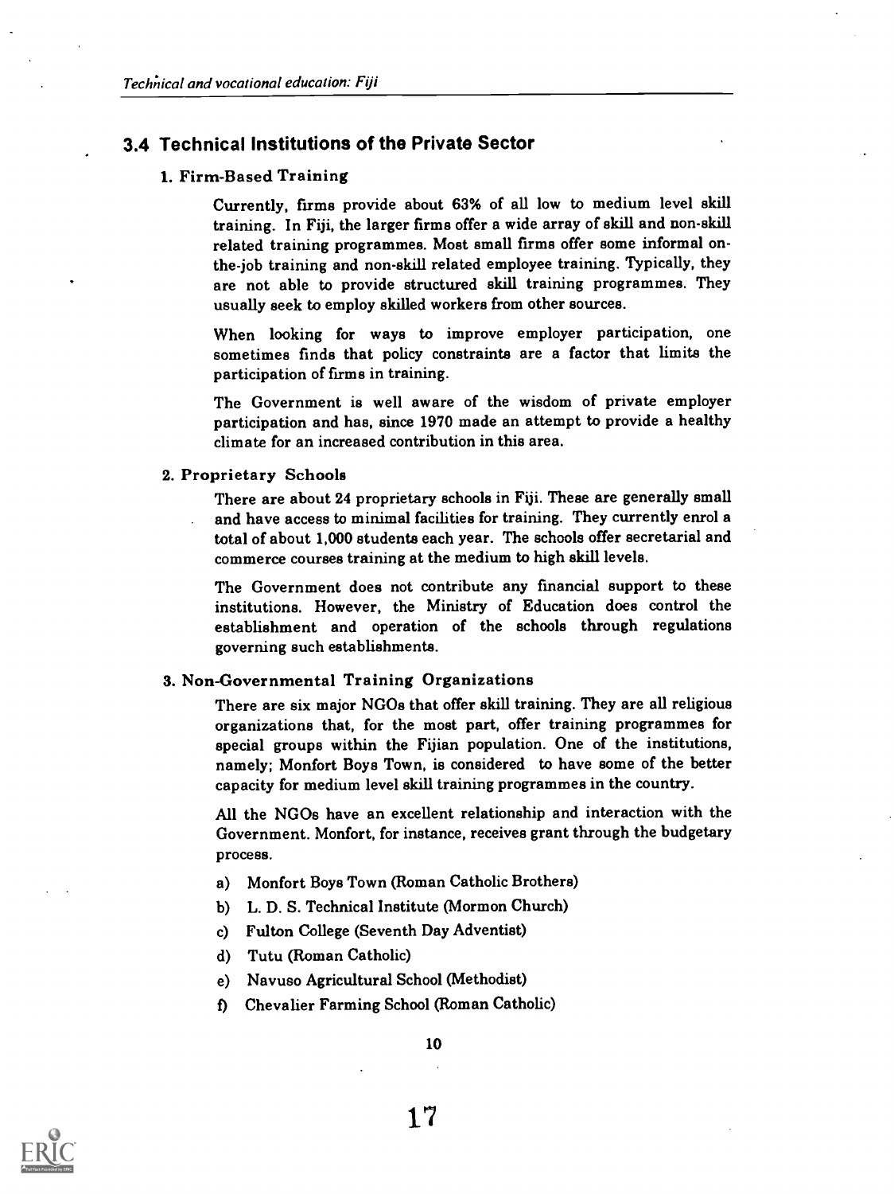## 3.4 Technical Institutions of the Private Sector

### 1. Firm-Based Training

Currently, firms provide about 63% of all low to medium level skill training. In Fiji, the larger firms offer a wide array of skill and non-skill related training programmes. Most small firms offer some informal on-the-job training and non-skill related employee training. Typically, they are not able to provide structured skill training programmes. They usually seek to employ skilled workers from other sources.

When looking for ways to improve employer participation, one sometimes finds that policy constraints are a factor that limits the participation of firms in training.

The Government is well aware of the wisdom of private employer participation and has, since 1970 made an attempt to provide a healthy climate for an increased contribution in this area.

### 2. Proprietary Schools

There are about 24 proprietary schools in Fiji. These are generally small and have access to minimal facilities for training. They currently enrol a total of about 1,000 students each year. The schools offer secretarial and commerce courses training at the medium to high skill levels.

The Government does not contribute any financial support to these institutions. However, the Ministry of Education does control the establishment and operation of the schools through regulations governing such establishments.

### 3. Non-Governmental Training Organizations

There are six major NGOs that offer skill training. They are all religious organizations that, for the most part, offer training programmes for special groups within the Fijian population. One of the institutions, namely; Monfort Boys Town, is considered to have some of the better capacity for medium level skill training programmes in the country.

All the NGOs have an excellent relationship and interaction with the Government. Monfort, for instance, receives grant through the budgetary process.

a) Monfort Boys Town (Roman Catholic Brothers)
b) L. D. S. Technical Institute (Mormon Church)
c) Fulton College (Seventh Day Adventist)
d) Tutu (Roman Catholic)
e) Navuso Agricultural School (Methodist)
f) Chevalier Farming School (Roman Catholic)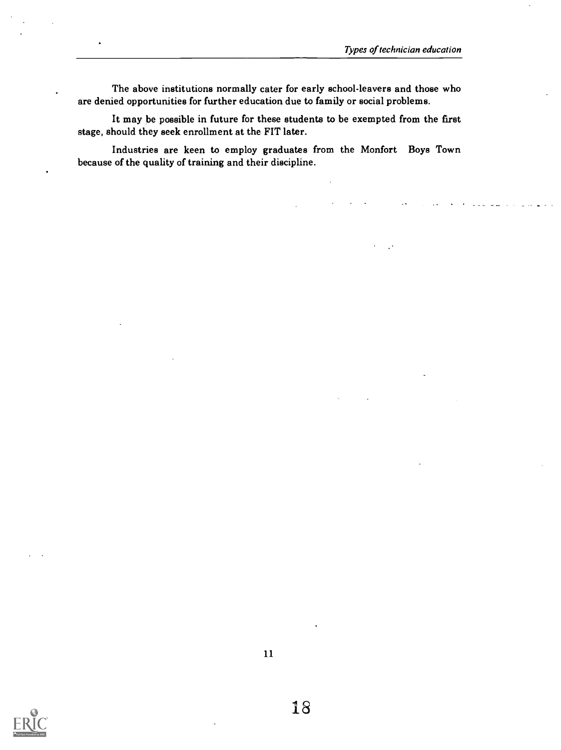The above institutions normally cater for early school-leavers and those who are denied opportunities for further education due to family or social problems.

It may be possible in future for these students to be exempted from the first stage, should they seek enrollment at the FIT later.

Industries are keen to employ graduates from the Monfort Boys Town because of the quality of training and their discipline.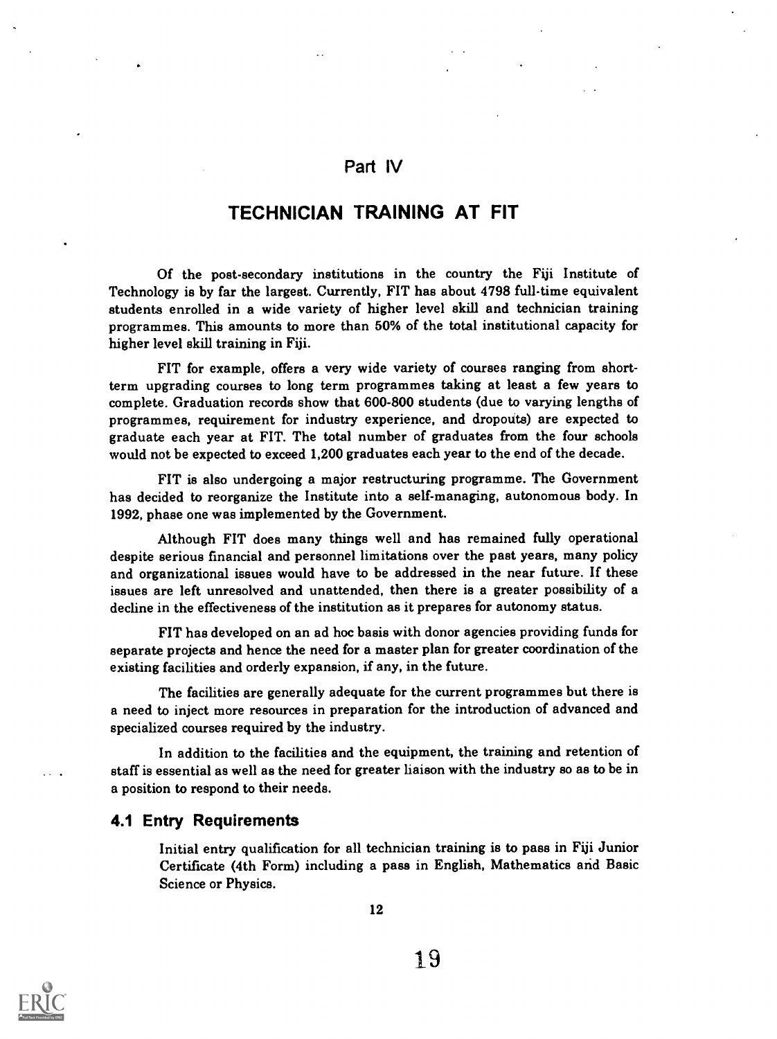## Part IV

# TECHNICIAN TRAINING AT FIT

Of the post-secondary institutions in the country the Fiji Institute of Technology is by far the largest. Currently, FIT has about 4798 full-time equivalent students enrolled in a wide variety of higher level skill and technician training programmes. This amounts to more than 50% of the total institutional capacity for higher level skill training in Fiji.

FIT for example, offers a very wide variety of courses ranging from short-term upgrading courses to long term programmes taking at least a few years to complete. Graduation records show that 600-800 students (due to varying lengths of programmes, requirement for industry experience, and dropouts) are expected to graduate each year at FIT. The total number of graduates from the four schools would not be expected to exceed 1,200 graduates each year to the end of the decade.

FIT is also undergoing a major restructuring programme. The Government has decided to reorganize the Institute into a self-managing, autonomous body. In 1992, phase one was implemented by the Government.

Although FIT does many things well and has remained fully operational despite serious financial and personnel limitations over the past years, many policy and organizational issues would have to be addressed in the near future. If these issues are left unresolved and unattended, then there is a greater possibility of a decline in the effectiveness of the institution as it prepares for autonomy status.

FIT has developed on an ad hoc basis with donor agencies providing funds for separate projects and hence the need for a master plan for greater coordination of the existing facilities and orderly expansion, if any, in the future.

The facilities are generally adequate for the current programmes but there is a need to inject more resources in preparation for the introduction of advanced and specialized courses required by the industry.

In addition to the facilities and the equipment, the training and retention of staff is essential as well as the need for greater liaison with the industry so as to be in a position to respond to their needs.

### 4.1 Entry Requirements

Initial entry qualification for all technician training is to pass in Fiji Junior Certificate (4th Form) including a pass in English, Mathematics and Basic Science or Physics.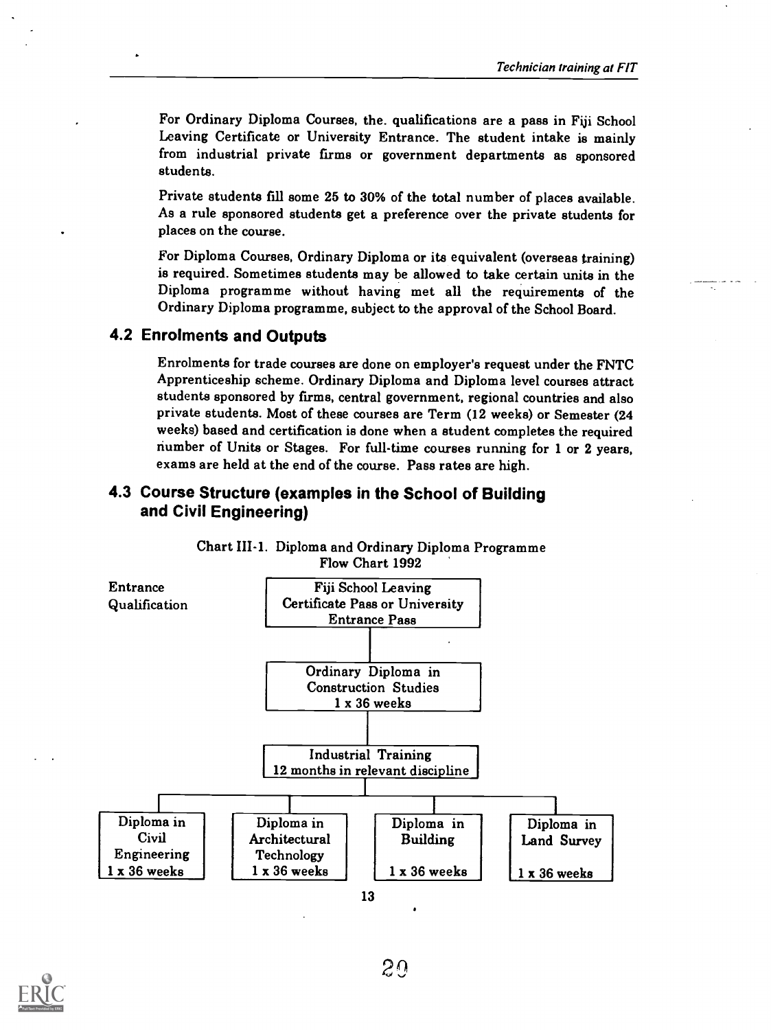For Ordinary Diploma Courses, the. qualifications are a pass in Fiji School Leaving Certificate or University Entrance. The student intake is mainly from industrial private firms or government departments as sponsored students.

Private students fill some 25 to 30% of the total number of places available. As a rule sponsored students get a preference over the private students for places on the course.

For Diploma Courses, Ordinary Diploma or its equivalent (overseas training) is required. Sometimes students may be allowed to take certain units in the Diploma programme without having met all the requirements of the Ordinary Diploma programme, subject to the approval of the School Board.

## 4.2 Enrolments and Outputs

Enrolments for trade courses are done on employer's request under the FNTC Apprenticeship scheme. Ordinary Diploma and Diploma level courses attract students sponsored by firms, central government, regional countries and also private students. Most of these courses are Term (12 weeks) or Semester (24 weeks) based and certification is done when a student completes the required number of Units or Stages. For full-time courses running for 1 or 2 years, exams are held at the end of the course. Pass rates are high.

## 4.3 Course Structure (examples in the School of Building and Civil Engineering)

Chart III-1. Diploma and Ordinary Diploma Programme Flow Chart 1992

Entrance Qualification: Fiji School Leaving Certificate Pass or University Entrance Pass

↓

Ordinary Diploma in Construction Studies
1 x 36 weeks

↓

Industrial Training
12 months in relevant discipline

↓

| Diploma in Civil Engineering | Diploma in Architectural Technology | Diploma in Building | Diploma in Land Survey |
|---|---|---|---|
| 1 x 36 weeks | 1 x 36 weeks | 1 x 36 weeks | 1 x 36 weeks |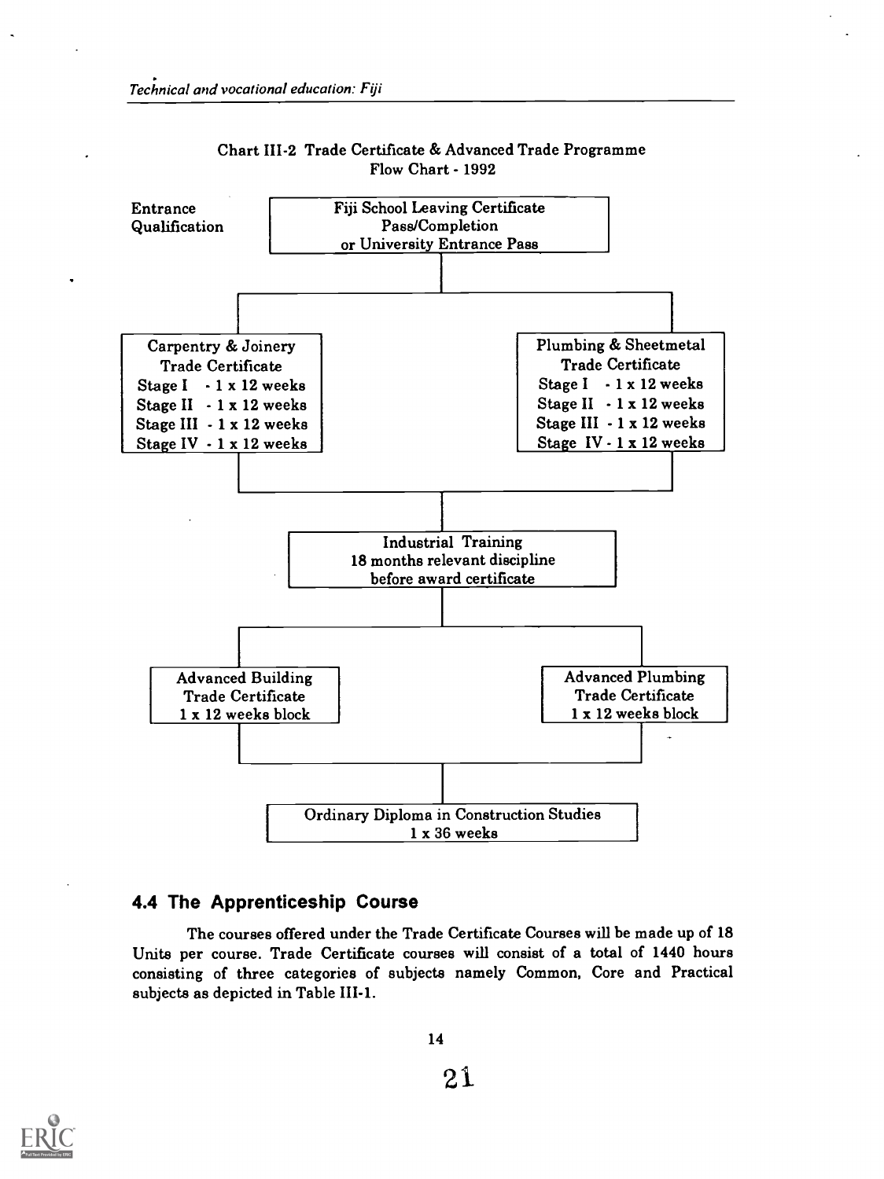Chart III-2 Trade Certificate & Advanced Trade Programme
Flow Chart - 1992

Entrance Qualification

**Fiji School Leaving Certificate Pass/Completion or University Entrance Pass**

| Carpentry & Joinery Trade Certificate | Plumbing & Sheetmetal Trade Certificate |
| --- | --- |
| Stage I - 1 x 12 weeks | Stage I - 1 x 12 weeks |
| Stage II - 1 x 12 weeks | Stage II - 1 x 12 weeks |
| Stage III - 1 x 12 weeks | Stage III - 1 x 12 weeks |
| Stage IV - 1 x 12 weeks | Stage IV - 1 x 12 weeks |

**Industrial Training**
18 months relevant discipline before award certificate

| Advanced Building Trade Certificate | Advanced Plumbing Trade Certificate |
| --- | --- |
| 1 x 12 weeks block | 1 x 12 weeks block |

**Ordinary Diploma in Construction Studies**
1 x 36 weeks

## 4.4 The Apprenticeship Course

The courses offered under the Trade Certificate Courses will be made up of 18 Units per course. Trade Certificate courses will consist of a total of 1440 hours consisting of three categories of subjects namely Common, Core and Practical subjects as depicted in Table III-1.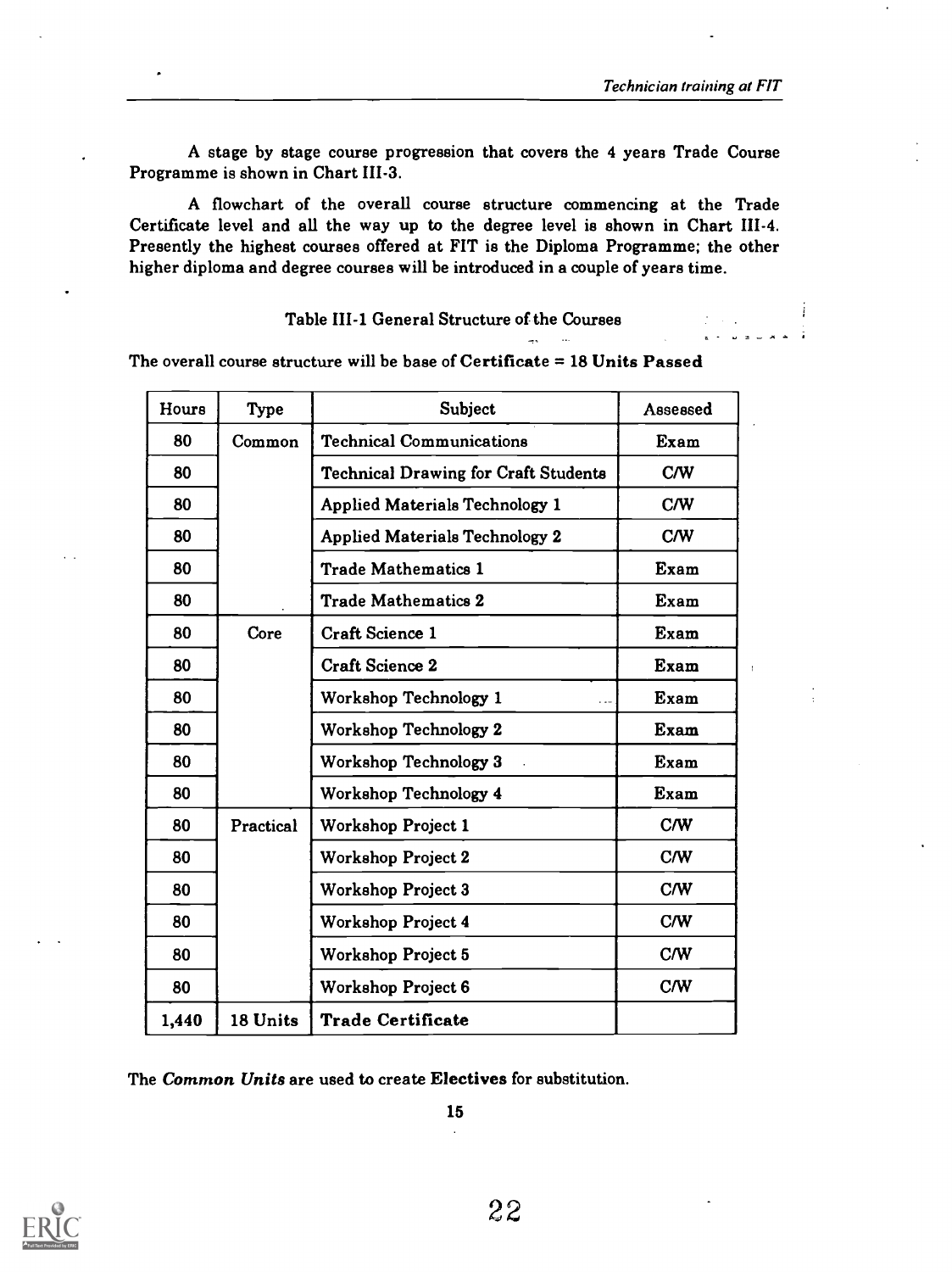A stage by stage course progression that covers the 4 years Trade Course Programme is shown in Chart III-3.

A flowchart of the overall course structure commencing at the Trade Certificate level and all the way up to the degree level is shown in Chart III-4. Presently the highest courses offered at FIT is the Diploma Programme; the other higher diploma and degree courses will be introduced in a couple of years time.

Table III-1 General Structure of the Courses

The overall course structure will be base of **Certificate = 18 Units Passed**

| Hours | Type | Subject | Assessed |
|---|---|---|---|
| 80 | Common | Technical Communications | Exam |
| 80 | | Technical Drawing for Craft Students | C/W |
| 80 | | Applied Materials Technology 1 | C/W |
| 80 | | Applied Materials Technology 2 | C/W |
| 80 | | Trade Mathematics 1 | Exam |
| 80 | | Trade Mathematics 2 | Exam |
| 80 | Core | Craft Science 1 | Exam |
| 80 | | Craft Science 2 | Exam |
| 80 | | Workshop Technology 1 | Exam |
| 80 | | Workshop Technology 2 | Exam |
| 80 | | Workshop Technology 3 | Exam |
| 80 | | Workshop Technology 4 | Exam |
| 80 | Practical | Workshop Project 1 | C/W |
| 80 | | Workshop Project 2 | C/W |
| 80 | | Workshop Project 3 | C/W |
| 80 | | Workshop Project 4 | C/W |
| 80 | | Workshop Project 5 | C/W |
| 80 | | Workshop Project 6 | C/W |
| 1,440 | 18 Units | **Trade Certificate** | |

The ***Common Units*** are used to create **Electives** for substitution.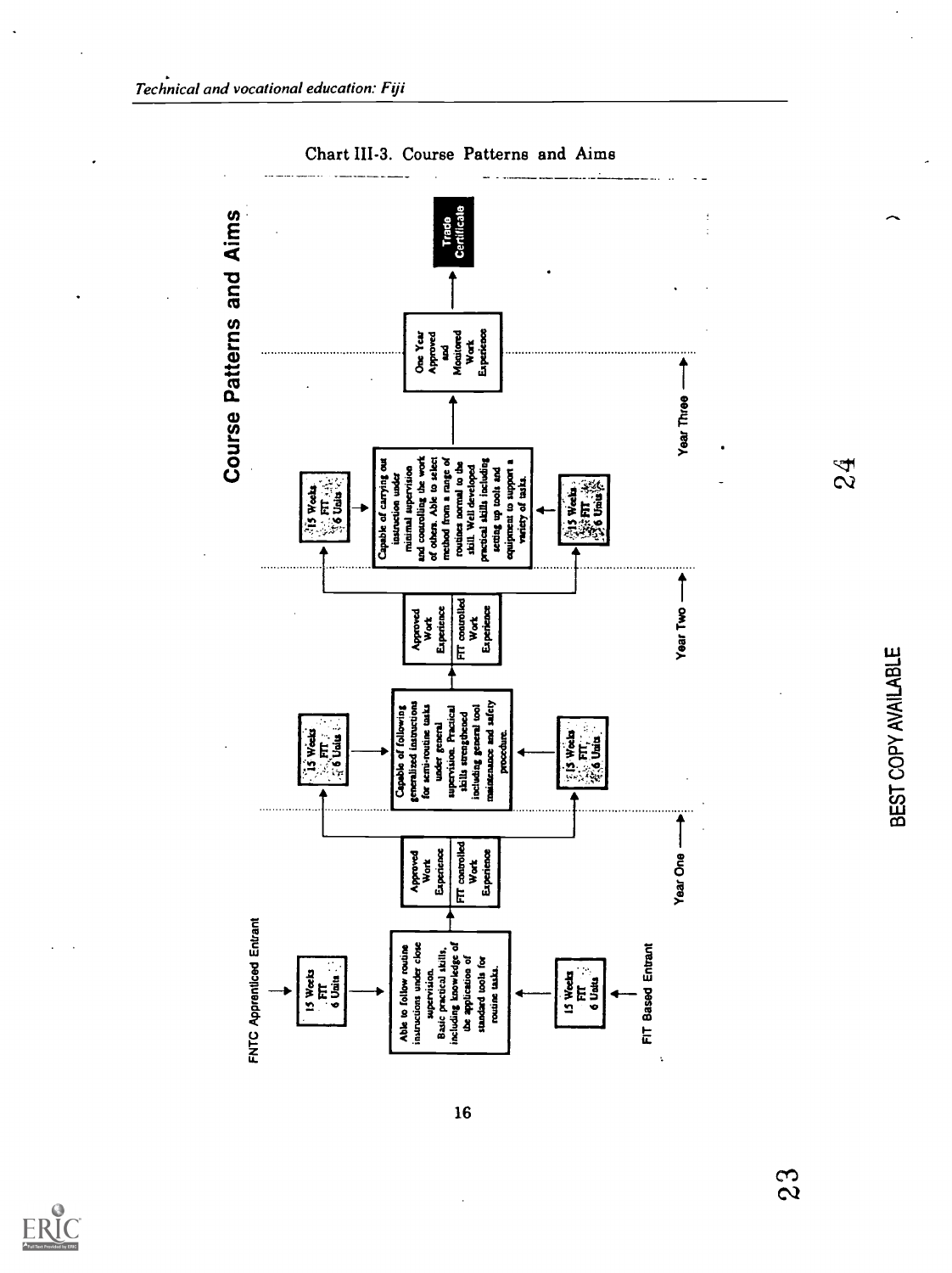Chart III-3. Course Patterns and Aims

## Course Patterns and Aims

**FNTC Apprenticed Entrant** → 15 Weeks FIT 6 Units

**FIT Based Entrant** → 15 Weeks FIT 6 Units

**Year One**

Able to follow routine instructions under close supervision. Basic practical skills, including knowledge of the application of standard tools for routine tasks.

Approved Work Experience / FIT controlled Work Experience

**Year Two**

15 Weeks FIT 6 Units

Capable of following generalized instructions for semi-routine tasks under general supervision. Practical skills strengthened including general tool maintenance and safety procedure.

15 Weeks FIT 6 Units

Approved Work Experience / FIT controlled Work Experience

**Year Three**

15 Weeks FIT 6 Units

Capable of carrying out instruction under minimal supervision and controlling the work of others. Able to select method from a range of routines normal to the skill. Well developed practical skills including setting up tools and equipment to support a variety of tasks.

15 Weeks FIT 6 Units

One Year Approved and Monitored Work Experience

→ **Trade Certificate**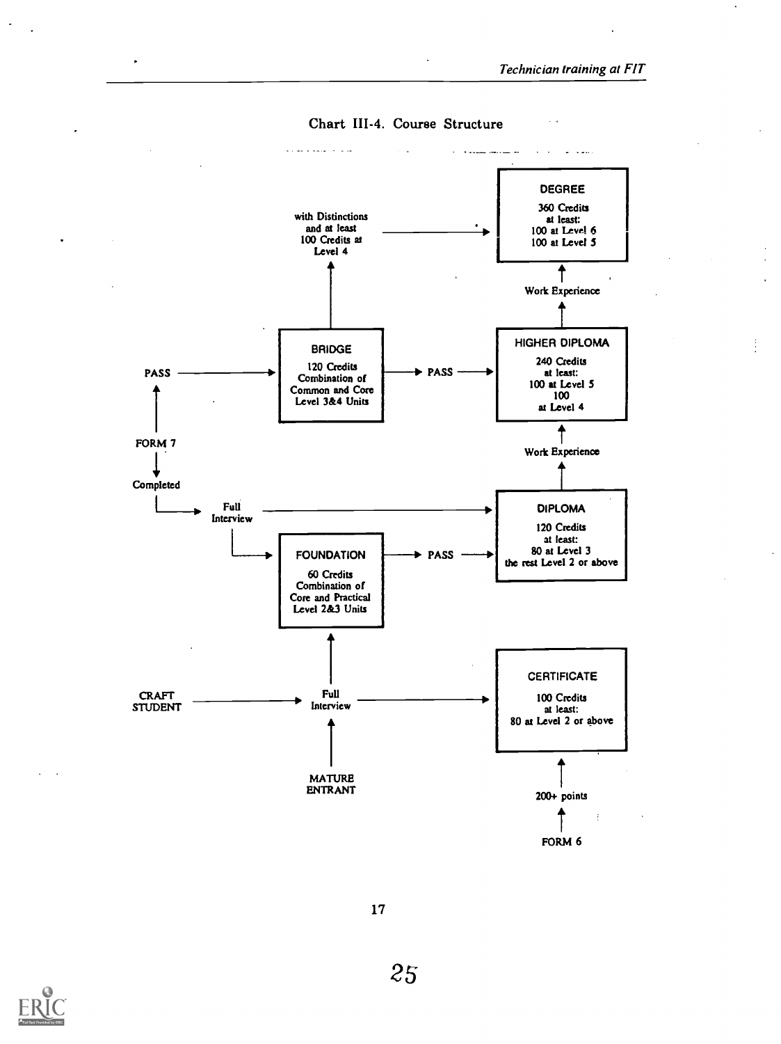Chart III-4. Course Structure

DEGREE

360 Credits
at least:
100 at Level 6
100 at Level 5

with Distinctions
and at least
100 Credits at
Level 4

Work Experience

HIGHER DIPLOMA

240 Credits
at least:
100 at Level 5
100
at Level 4

BRIDGE

120 Credits
Combination of
Common and Core
Level 3&4 Units

PASS

PASS

FORM 7

Completed

Work Experience

Full
Interview

DIPLOMA

120 Credits
at least:
80 at Level 3
the rest Level 2 or above

FOUNDATION

60 Credits
Combination of
Core and Practical
Level 2&3 Units

PASS

CRAFT
STUDENT

Full
Interview

CERTIFICATE

100 Credits
at least:
80 at Level 2 or above

MATURE
ENTRANT

200+ points

FORM 6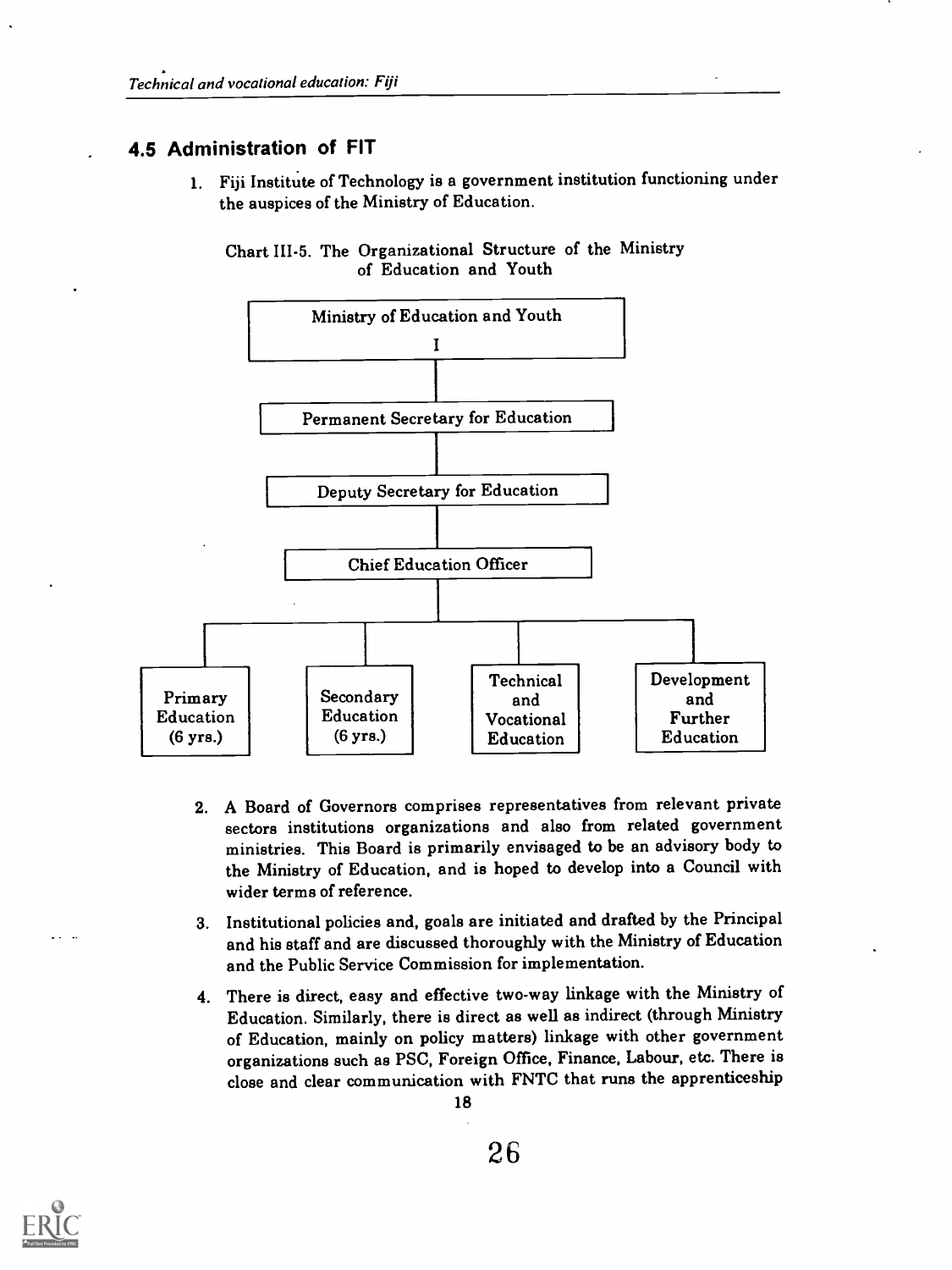## 4.5 Administration of FIT

1. Fiji Institute of Technology is a government institution functioning under the auspices of the Ministry of Education.

Chart III-5. The Organizational Structure of the Ministry of Education and Youth

```
                    Ministry of Education and Youth
                                  I
                                  |
                  Permanent Secretary for Education
                                  |
                    Deputy Secretary for Education
                                  |
                        Chief Education Officer
                                  |
        ----------------------------------------------------------
        |                 |                  |                   |
     Primary          Secondary         Technical          Development
    Education         Education            and                 and
    (6 yrs.)          (6 yrs.)          Vocational           Further
                                        Education           Education
```

2. A Board of Governors comprises representatives from relevant private sectors institutions organizations and also from related government ministries. This Board is primarily envisaged to be an advisory body to the Ministry of Education, and is hoped to develop into a Council with wider terms of reference.

3. Institutional policies and, goals are initiated and drafted by the Principal and his staff and are discussed thoroughly with the Ministry of Education and the Public Service Commission for implementation.

4. There is direct, easy and effective two-way linkage with the Ministry of Education. Similarly, there is direct as well as indirect (through Ministry of Education, mainly on policy matters) linkage with other government organizations such as PSC, Foreign Office, Finance, Labour, etc. There is close and clear communication with FNTC that runs the apprenticeship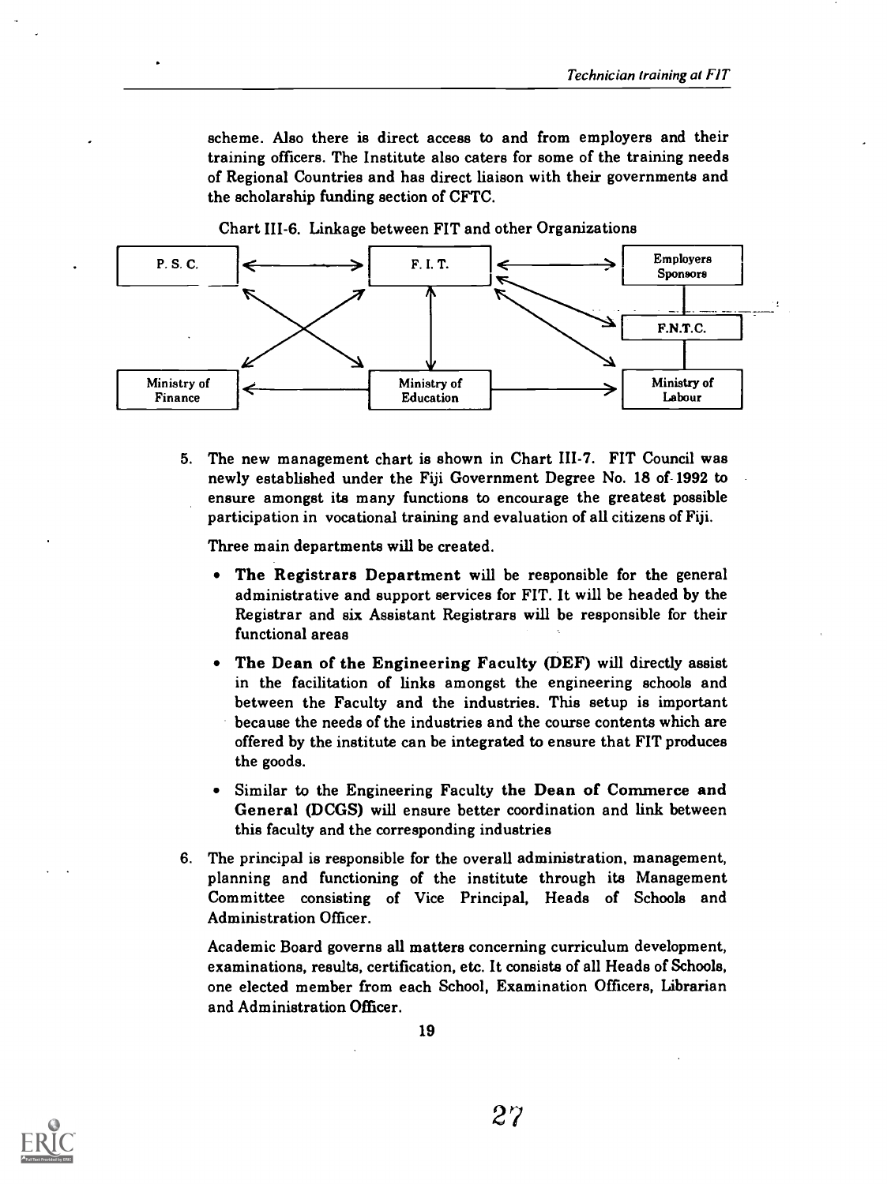scheme. Also there is direct access to and from employers and their training officers. The Institute also caters for some of the training needs of Regional Countries and has direct liaison with their governments and the scholarship funding section of CFTC.

Chart III-6. Linkage between FIT and other Organizations

P. S. C.

F. I. T.

Employers Sponsors

F.N.T.C.

Ministry of Finance

Ministry of Education

Ministry of Labour

5. The new management chart is shown in Chart III-7. FIT Council was newly established under the Fiji Government Degree No. 18 of 1992 to ensure amongst its many functions to encourage the greatest possible participation in vocational training and evaluation of all citizens of Fiji.

   Three main departments will be created.

   - **The Registrars Department** will be responsible for the general administrative and support services for FIT. It will be headed by the Registrar and six Assistant Registrars will be responsible for their functional areas
   - **The Dean of the Engineering Faculty (DEF)** will directly assist in the facilitation of links amongst the engineering schools and between the Faculty and the industries. This setup is important because the needs of the industries and the course contents which are offered by the institute can be integrated to ensure that FIT produces the goods.
   - Similar to the Engineering Faculty **the Dean of Commerce and General (DCGS)** will ensure better coordination and link between this faculty and the corresponding industries

6. The principal is responsible for the overall administration, management, planning and functioning of the institute through its Management Committee consisting of Vice Principal, Heads of Schools and Administration Officer.

   Academic Board governs all matters concerning curriculum development, examinations, results, certification, etc. It consists of all Heads of Schools, one elected member from each School, Examination Officers, Librarian and Administration Officer.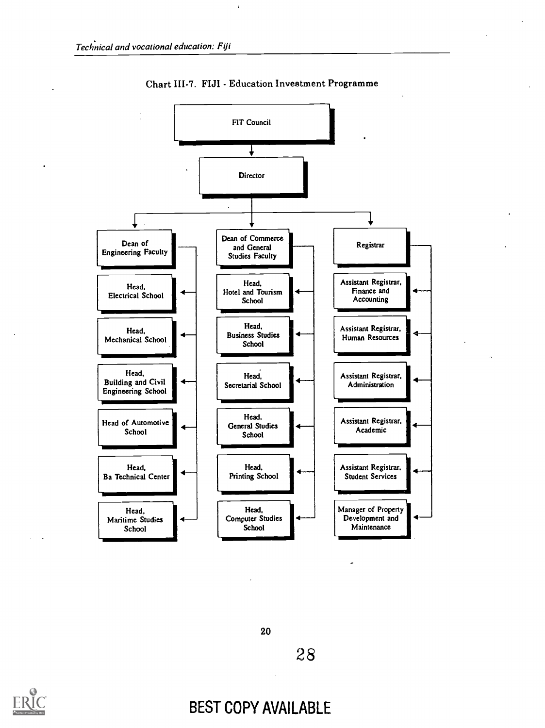Chart III-7. FIJI - Education Investment Programme

- FIT Council
  - Director
    - Dean of Engineering Faculty
      - Head, Electrical School
      - Head, Mechanical School
      - Head, Building and Civil Engineering School
      - Head of Automotive School
      - Head, Ba Technical Center
      - Head, Maritime Studies School
    - Dean of Commerce and General Studies Faculty
      - Head, Hotel and Tourism School
      - Head, Business Studies School
      - Head, Secretarial School
      - Head, General Studies School
      - Head, Printing School
      - Head, Computer Studies School
    - Registrar
      - Assistant Registrar, Finance and Accounting
      - Assistant Registrar, Human Resources
      - Assistant Registrar, Administration
      - Assistant Registrar, Academic
      - Assistant Registrar, Student Services
      - Manager of Property Development and Maintenance

BEST COPY AVAILABLE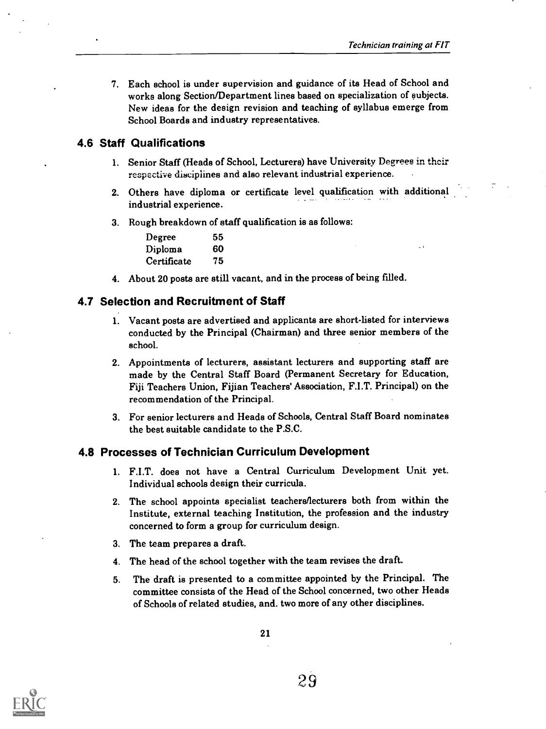7. Each school is under supervision and guidance of its Head of School and works along Section/Department lines based on specialization of subjects. New ideas for the design revision and teaching of syllabus emerge from School Boards and industry representatives.

## 4.6 Staff Qualifications

1. Senior Staff (Heads of School, Lecturers) have University Degrees in their respective disciplines and also relevant industrial experience.
2. Others have diploma or certificate level qualification with additional industrial experience.
3. Rough breakdown of staff qualification is as follows:

| | |
|---|---|
| Degree | 55 |
| Diploma | 60 |
| Certificate | 75 |

4. About 20 posts are still vacant, and in the process of being filled.

## 4.7 Selection and Recruitment of Staff

1. Vacant posts are advertised and applicants are short-listed for interviews conducted by the Principal (Chairman) and three senior members of the school.
2. Appointments of lecturers, assistant lecturers and supporting staff are made by the Central Staff Board (Permanent Secretary for Education, Fiji Teachers Union, Fijian Teachers' Association, F.I.T. Principal) on the recommendation of the Principal.
3. For senior lecturers and Heads of Schools, Central Staff Board nominates the best suitable candidate to the P.S.C.

## 4.8 Processes of Technician Curriculum Development

1. F.I.T. does not have a Central Curriculum Development Unit yet. Individual schools design their curricula.
2. The school appoints specialist teachers/lecturers both from within the Institute, external teaching Institution, the profession and the industry concerned to form a group for curriculum design.
3. The team prepares a draft.
4. The head of the school together with the team revises the draft.
5. The draft is presented to a committee appointed by the Principal. The committee consists of the Head of the School concerned, two other Heads of Schools of related studies, and. two more of any other disciplines.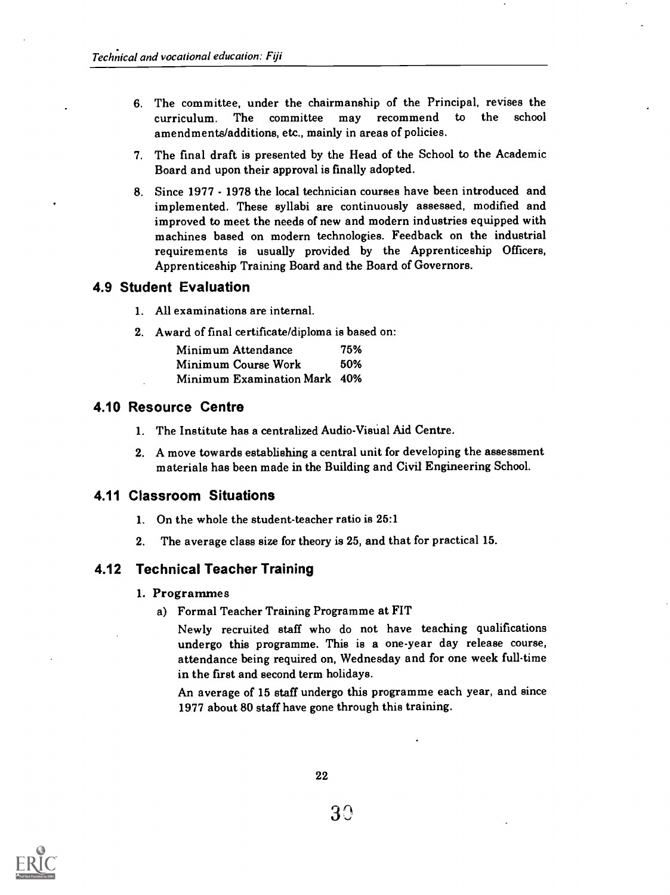6. The committee, under the chairmanship of the Principal, revises the curriculum. The committee may recommend to the school amendments/additions, etc., mainly in areas of policies.

7. The final draft is presented by the Head of the School to the Academic Board and upon their approval is finally adopted.

8. Since 1977 - 1978 the local technician courses have been introduced and implemented. These syllabi are continuously assessed, modified and improved to meet the needs of new and modern industries equipped with machines based on modern technologies. Feedback on the industrial requirements is usually provided by the Apprenticeship Officers, Apprenticeship Training Board and the Board of Governors.

## 4.9 Student Evaluation

1. All examinations are internal.
2. Award of final certificate/diploma is based on:

| | |
|---|---|
| Minimum Attendance | 75% |
| Minimum Course Work | 50% |
| Minimum Examination Mark | 40% |

## 4.10 Resource Centre

1. The Institute has a centralized Audio-Visual Aid Centre.
2. A move towards establishing a central unit for developing the assessment materials has been made in the Building and Civil Engineering School.

## 4.11 Classroom Situations

1. On the whole the student-teacher ratio is 25:1
2. The average class size for theory is 25, and that for practical 15.

## 4.12 Technical Teacher Training

1. **Programmes**

   a) Formal Teacher Training Programme at FIT

   Newly recruited staff who do not have teaching qualifications undergo this programme. This is a one-year day release course, attendance being required on, Wednesday and for one week full-time in the first and second term holidays.

   An average of 15 staff undergo this programme each year, and since 1977 about 80 staff have gone through this training.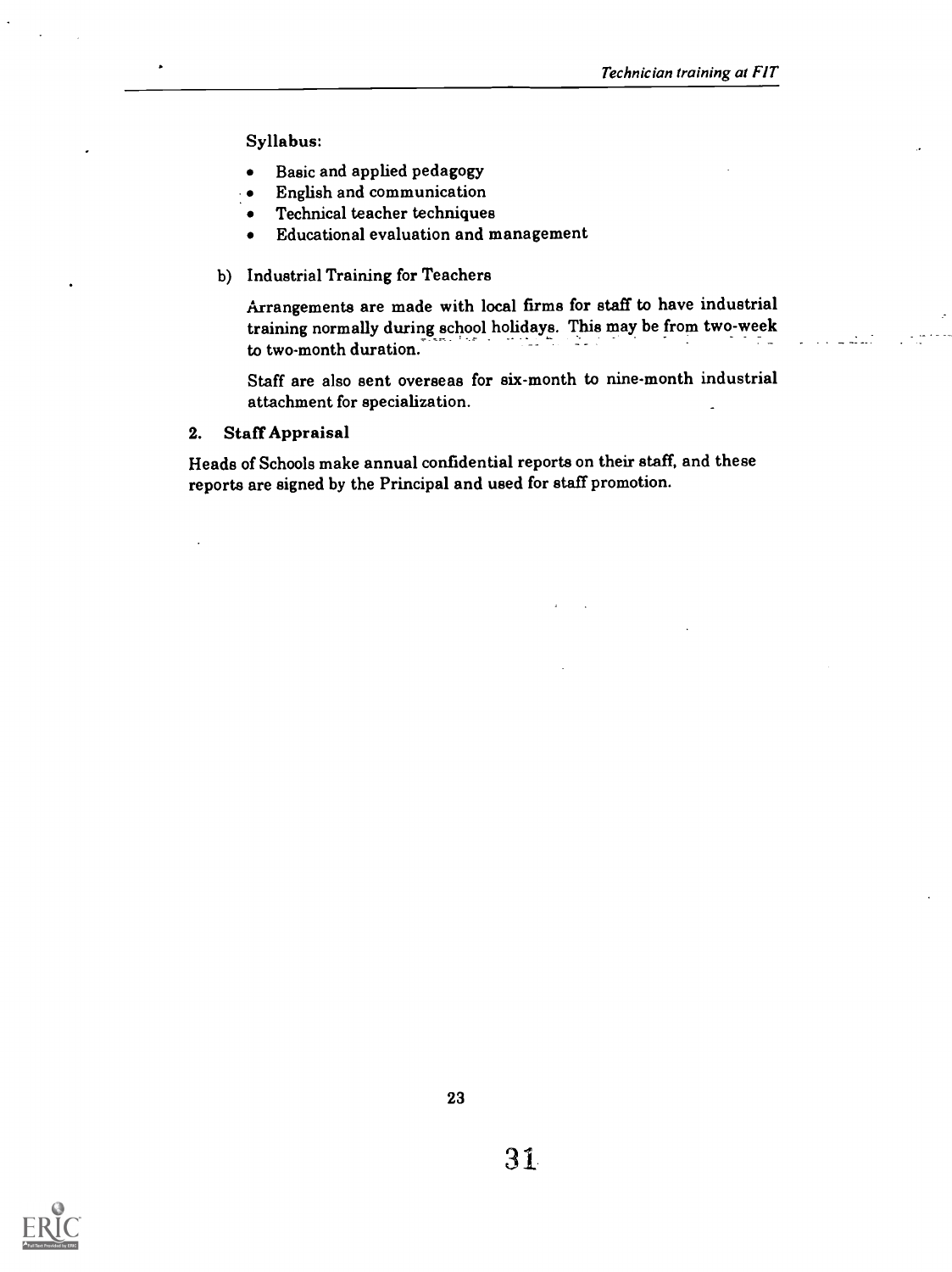**Syllabus:**

- Basic and applied pedagogy
- English and communication
- Technical teacher techniques
- Educational evaluation and management

b) Industrial Training for Teachers

Arrangements are made with local firms for staff to have industrial training normally during school holidays. This may be from two-week to two-month duration.

Staff are also sent overseas for six-month to nine-month industrial attachment for specialization.

**2. Staff Appraisal**

Heads of Schools make annual confidential reports on their staff, and these reports are signed by the Principal and used for staff promotion.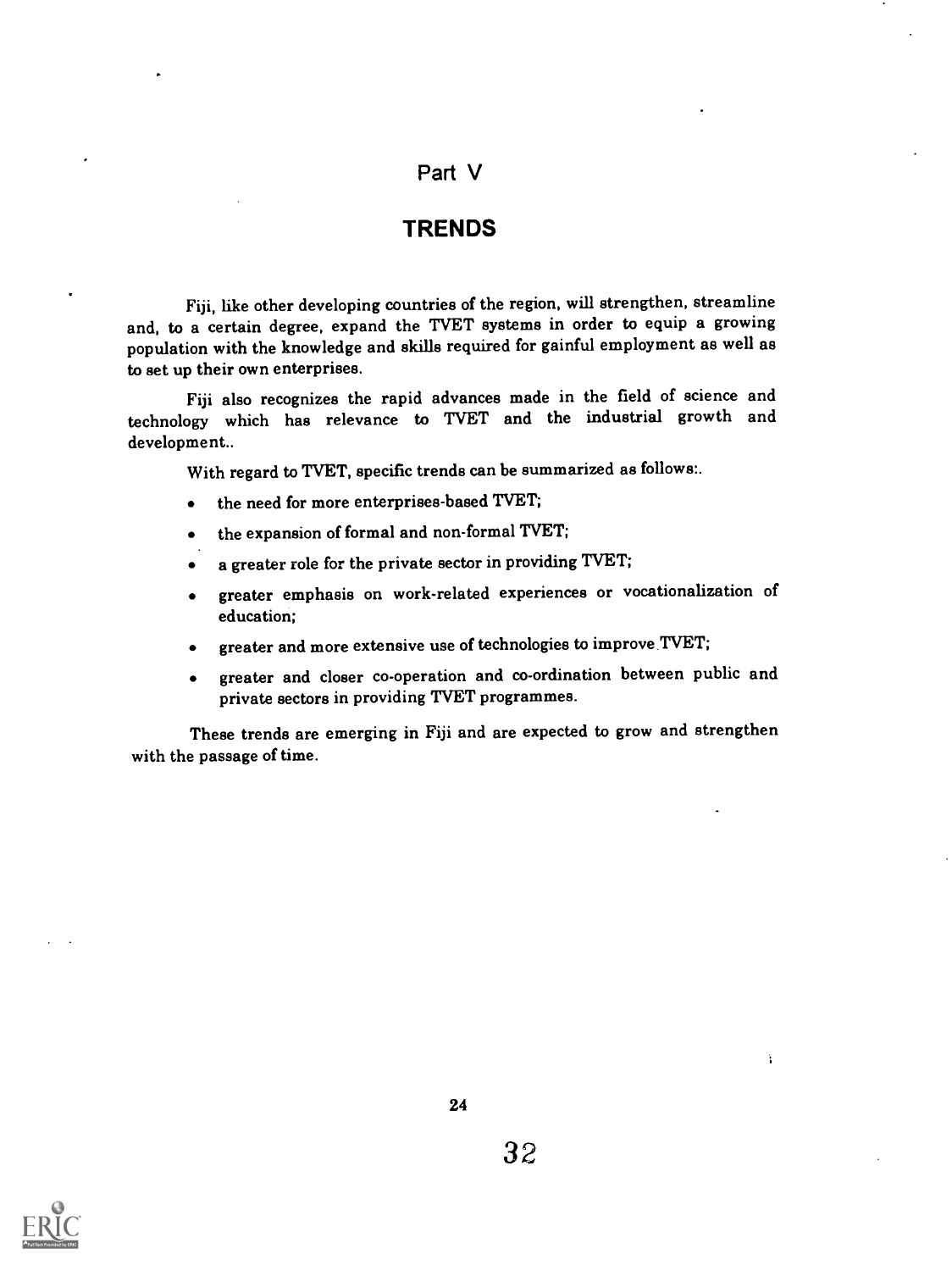# Part V

## TRENDS

Fiji, like other developing countries of the region, will strengthen, streamline and, to a certain degree, expand the TVET systems in order to equip a growing population with the knowledge and skills required for gainful employment as well as to set up their own enterprises.

Fiji also recognizes the rapid advances made in the field of science and technology which has relevance to TVET and the industrial growth and development..

With regard to TVET, specific trends can be summarized as follows:.

- the need for more enterprises-based TVET;
- the expansion of formal and non-formal TVET;
- a greater role for the private sector in providing TVET;
- greater emphasis on work-related experiences or vocationalization of education;
- greater and more extensive use of technologies to improve TVET;
- greater and closer co-operation and co-ordination between public and private sectors in providing TVET programmes.

These trends are emerging in Fiji and are expected to grow and strengthen with the passage of time.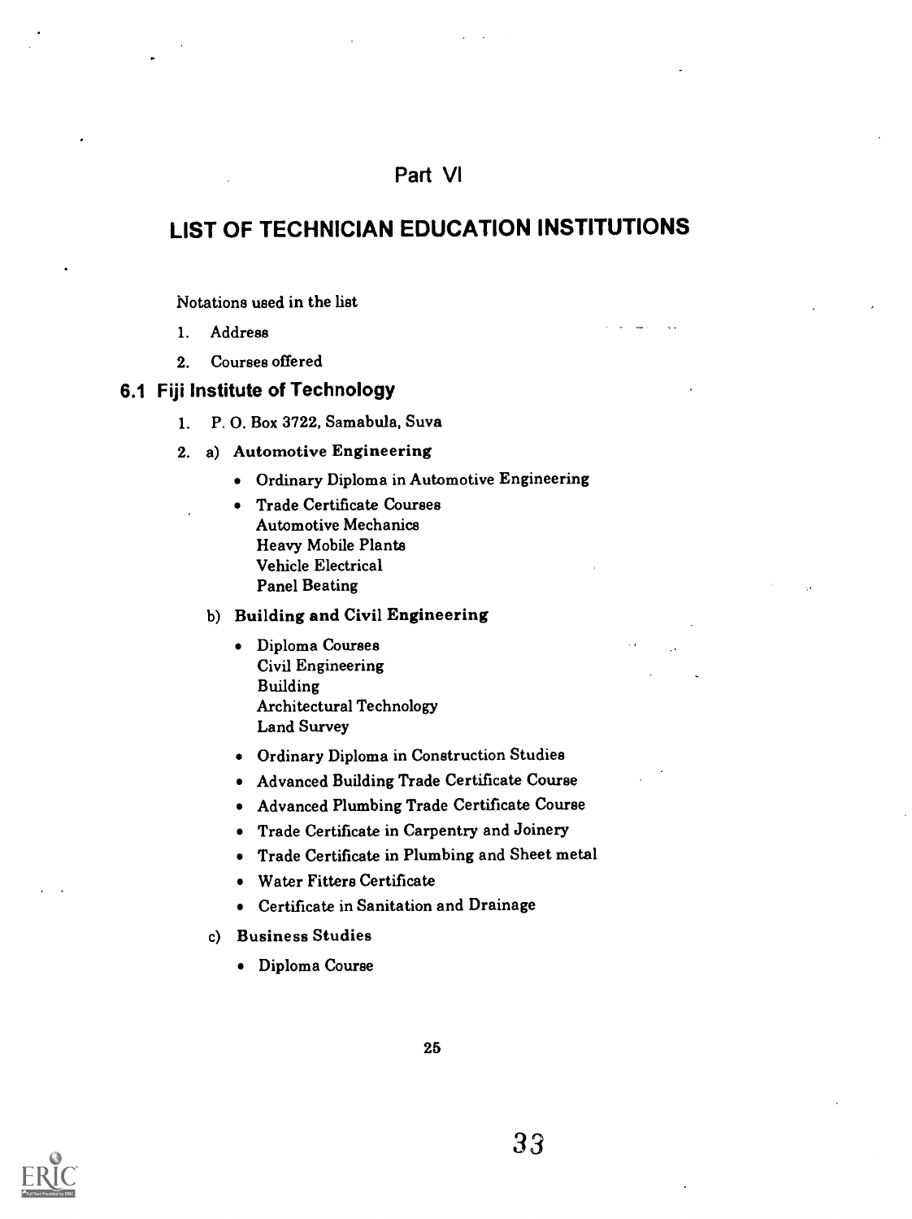# Part VI

# LIST OF TECHNICIAN EDUCATION INSTITUTIONS

Notations used in the list

1. Address
2. Courses offered

## 6.1 Fiji Institute of Technology

1. P. O. Box 3722, Samabula, Suva
2. a) **Automotive Engineering**
   - Ordinary Diploma in Automotive Engineering
   - Trade Certificate Courses
     Automotive Mechanics
     Heavy Mobile Plants
     Vehicle Electrical
     Panel Beating

   b) **Building and Civil Engineering**
   - Diploma Courses
     Civil Engineering
     Building
     Architectural Technology
     Land Survey
   - Ordinary Diploma in Construction Studies
   - Advanced Building Trade Certificate Course
   - Advanced Plumbing Trade Certificate Course
   - Trade Certificate in Carpentry and Joinery
   - Trade Certificate in Plumbing and Sheet metal
   - Water Fitters Certificate
   - Certificate in Sanitation and Drainage

   c) **Business Studies**
   - Diploma Course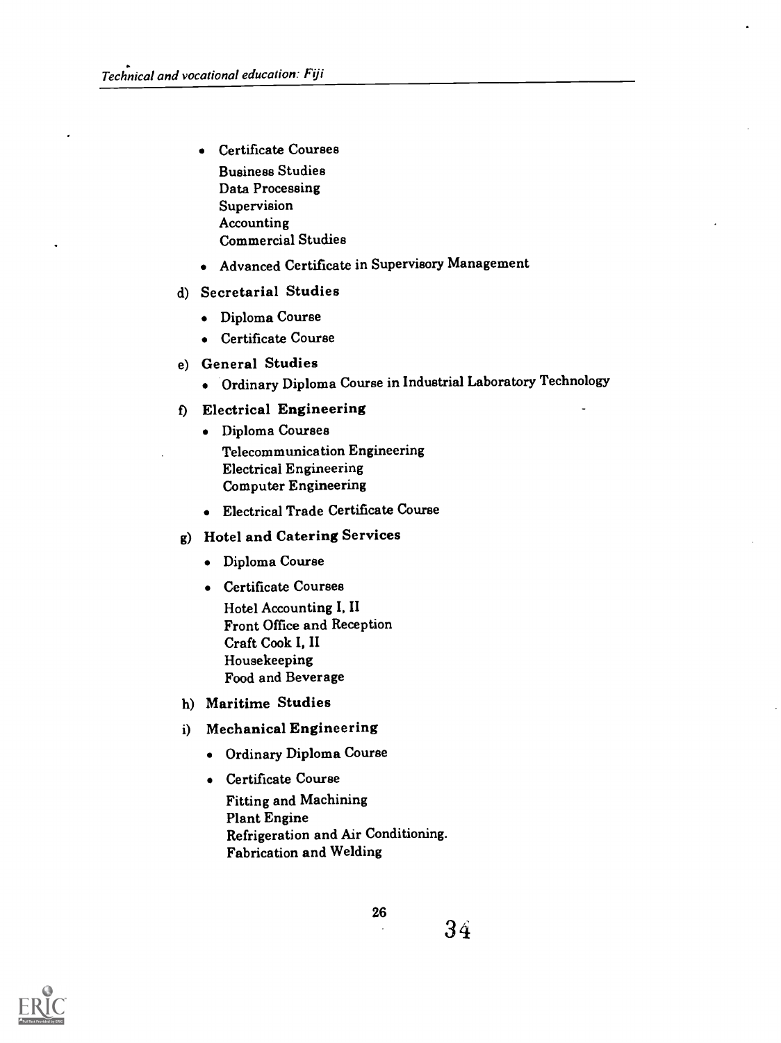- Certificate Courses

  Business Studies
  Data Processing
  Supervision
  Accounting
  Commercial Studies

- Advanced Certificate in Supervisory Management

d) **Secretarial Studies**

- Diploma Course
- Certificate Course

e) **General Studies**

- Ordinary Diploma Course in Industrial Laboratory Technology

f) **Electrical Engineering**

- Diploma Courses

  Telecommunication Engineering
  Electrical Engineering
  Computer Engineering

- Electrical Trade Certificate Course

g) **Hotel and Catering Services**

- Diploma Course
- Certificate Courses

  Hotel Accounting I, II
  Front Office and Reception
  Craft Cook I, II
  Housekeeping
  Food and Beverage

h) **Maritime Studies**

i) **Mechanical Engineering**

- Ordinary Diploma Course
- Certificate Course

  Fitting and Machining
  Plant Engine
  Refrigeration and Air Conditioning.
  Fabrication and Welding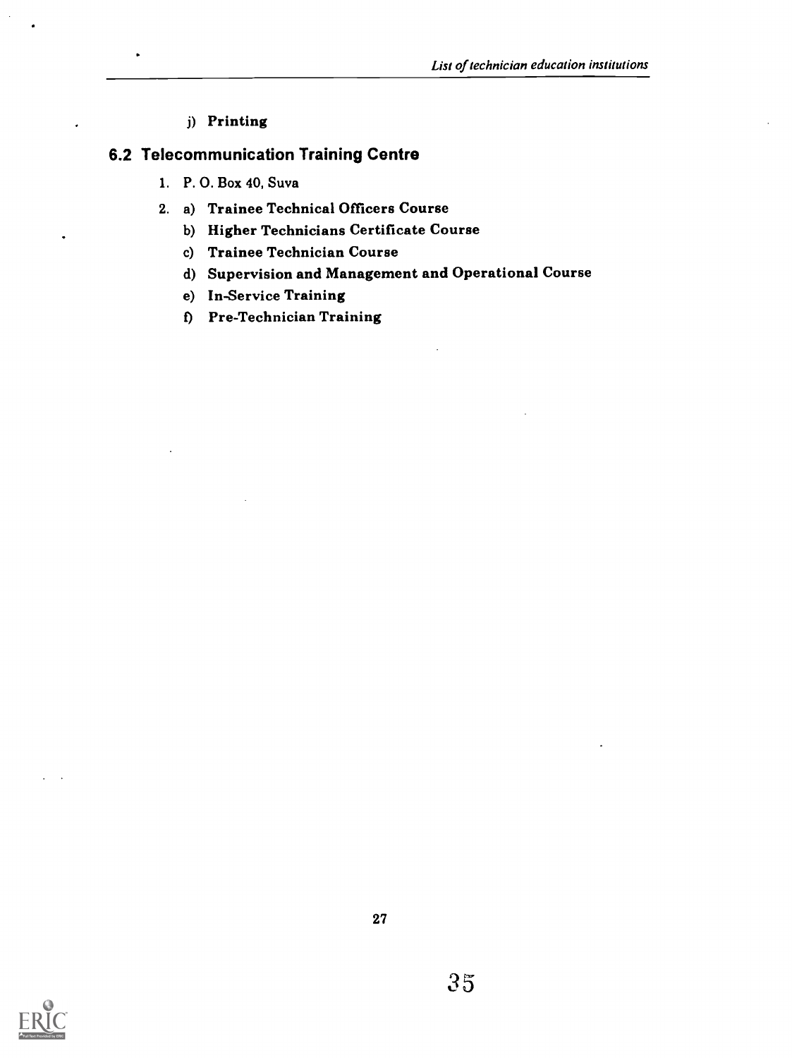j) **Printing**

## 6.2 Telecommunication Training Centre

1. P. O. Box 40, Suva
2. a) **Trainee Technical Officers Course**
   b) **Higher Technicians Certificate Course**
   c) **Trainee Technician Course**
   d) **Supervision and Management and Operational Course**
   e) **In-Service Training**
   f) **Pre-Technician Training**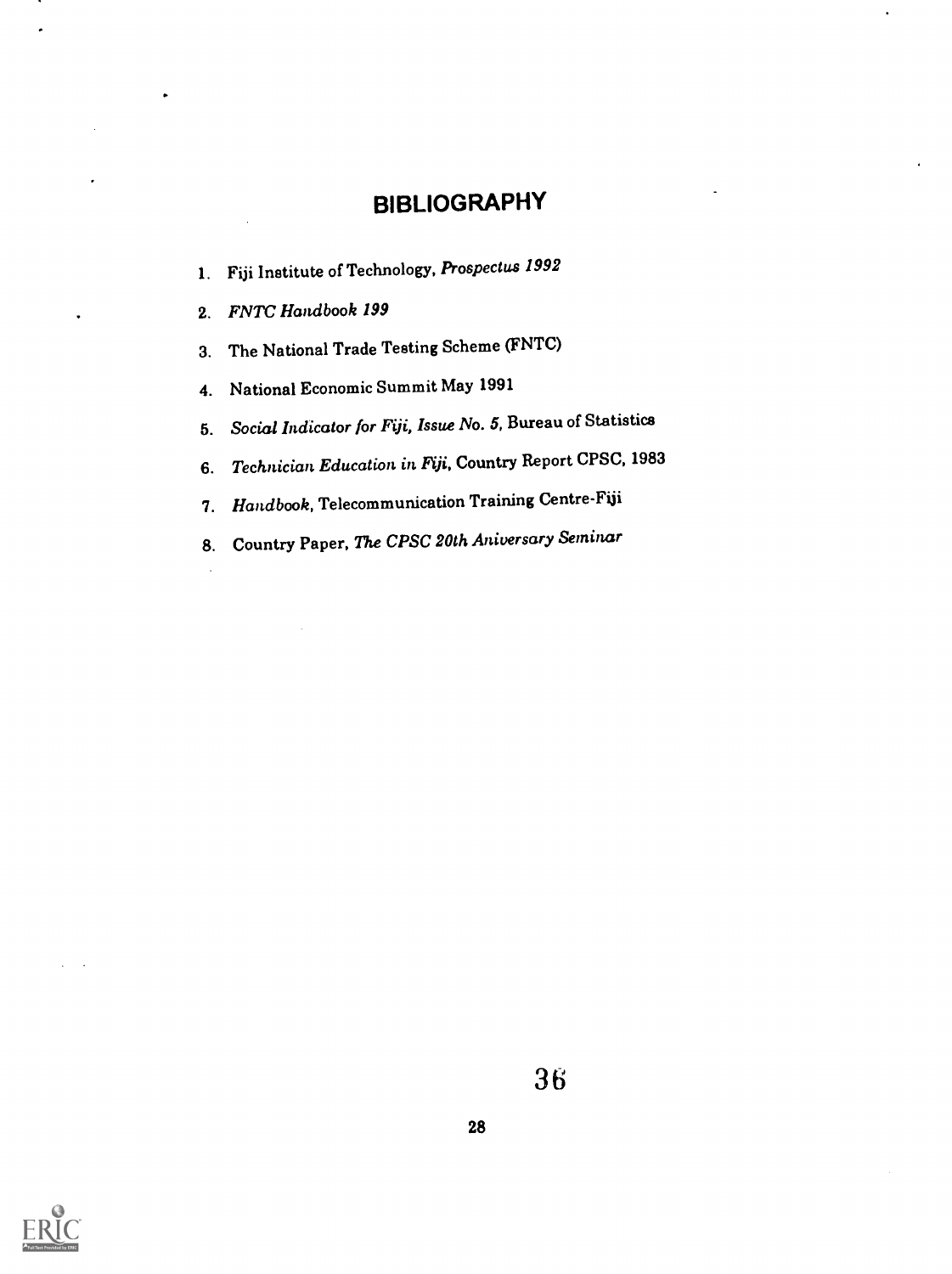# BIBLIOGRAPHY

1. Fiji Institute of Technology, *Prospectus 1992*
2. *FNTC Handbook 199*
3. The National Trade Testing Scheme (FNTC)
4. National Economic Summit May 1991
5. *Social Indicator for Fiji, Issue No. 5*, Bureau of Statistics
6. *Technician Education in Fiji*, Country Report CPSC, 1983
7. *Handbook*, Telecommunication Training Centre-Fiji
8. Country Paper, *The CPSC 20th Aniversary Seminar*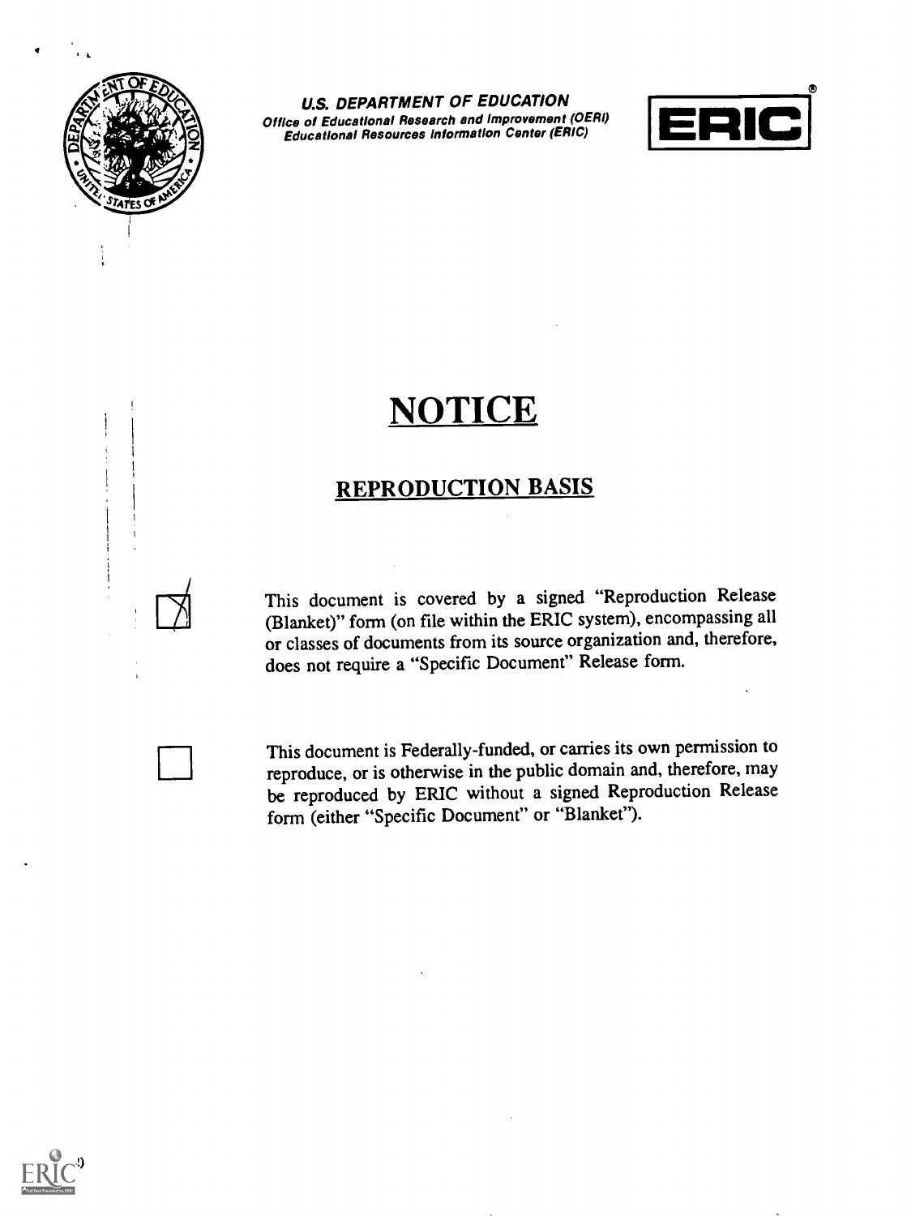U.S. DEPARTMENT OF EDUCATION

*Office of Educational Research and Improvement (OERI)*

*Educational Resources Information Center (ERIC)*

ERIC

# NOTICE

## REPRODUCTION BASIS

☒ This document is covered by a signed "Reproduction Release (Blanket)" form (on file within the ERIC system), encompassing all or classes of documents from its source organization and, therefore, does not require a "Specific Document" Release form.

☐ This document is Federally-funded, or carries its own permission to reproduce, or is otherwise in the public domain and, therefore, may be reproduced by ERIC without a signed Reproduction Release form (either "Specific Document" or "Blanket").